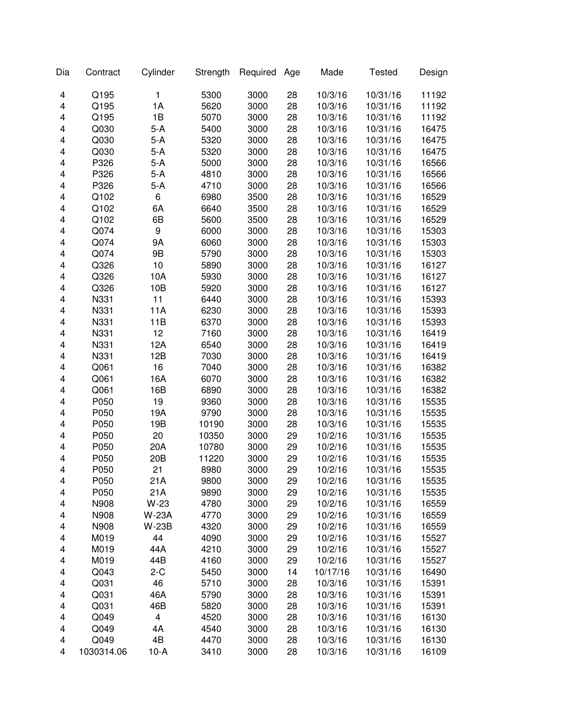| Dia | Contract | Cylinder | Strength | Required | Age | Made | Tested | Design |
|---|---|---|---|---|---|---|---|---|
| 4 | Q195 | 1 | 5300 | 3000 | 28 | 10/3/16 | 10/31/16 | 11192 |
| 4 | Q195 | 1A | 5620 | 3000 | 28 | 10/3/16 | 10/31/16 | 11192 |
| 4 | Q195 | 1B | 5070 | 3000 | 28 | 10/3/16 | 10/31/16 | 11192 |
| 4 | Q030 | 5-A | 5400 | 3000 | 28 | 10/3/16 | 10/31/16 | 16475 |
| 4 | Q030 | 5-A | 5320 | 3000 | 28 | 10/3/16 | 10/31/16 | 16475 |
| 4 | Q030 | 5-A | 5320 | 3000 | 28 | 10/3/16 | 10/31/16 | 16475 |
| 4 | P326 | 5-A | 5000 | 3000 | 28 | 10/3/16 | 10/31/16 | 16566 |
| 4 | P326 | 5-A | 4810 | 3000 | 28 | 10/3/16 | 10/31/16 | 16566 |
| 4 | P326 | 5-A | 4710 | 3000 | 28 | 10/3/16 | 10/31/16 | 16566 |
| 4 | Q102 | 6 | 6980 | 3500 | 28 | 10/3/16 | 10/31/16 | 16529 |
| 4 | Q102 | 6A | 6640 | 3500 | 28 | 10/3/16 | 10/31/16 | 16529 |
| 4 | Q102 | 6B | 5600 | 3500 | 28 | 10/3/16 | 10/31/16 | 16529 |
| 4 | Q074 | 9 | 6000 | 3000 | 28 | 10/3/16 | 10/31/16 | 15303 |
| 4 | Q074 | 9A | 6060 | 3000 | 28 | 10/3/16 | 10/31/16 | 15303 |
| 4 | Q074 | 9B | 5790 | 3000 | 28 | 10/3/16 | 10/31/16 | 15303 |
| 4 | Q326 | 10 | 5890 | 3000 | 28 | 10/3/16 | 10/31/16 | 16127 |
| 4 | Q326 | 10A | 5930 | 3000 | 28 | 10/3/16 | 10/31/16 | 16127 |
| 4 | Q326 | 10B | 5920 | 3000 | 28 | 10/3/16 | 10/31/16 | 16127 |
| 4 | N331 | 11 | 6440 | 3000 | 28 | 10/3/16 | 10/31/16 | 15393 |
| 4 | N331 | 11A | 6230 | 3000 | 28 | 10/3/16 | 10/31/16 | 15393 |
| 4 | N331 | 11B | 6370 | 3000 | 28 | 10/3/16 | 10/31/16 | 15393 |
| 4 | N331 | 12 | 7160 | 3000 | 28 | 10/3/16 | 10/31/16 | 16419 |
| 4 | N331 | 12A | 6540 | 3000 | 28 | 10/3/16 | 10/31/16 | 16419 |
| 4 | N331 | 12B | 7030 | 3000 | 28 | 10/3/16 | 10/31/16 | 16419 |
| 4 | Q061 | 16 | 7040 | 3000 | 28 | 10/3/16 | 10/31/16 | 16382 |
| 4 | Q061 | 16A | 6070 | 3000 | 28 | 10/3/16 | 10/31/16 | 16382 |
| 4 | Q061 | 16B | 6890 | 3000 | 28 | 10/3/16 | 10/31/16 | 16382 |
| 4 | P050 | 19 | 9360 | 3000 | 28 | 10/3/16 | 10/31/16 | 15535 |
| 4 | P050 | 19A | 9790 | 3000 | 28 | 10/3/16 | 10/31/16 | 15535 |
| 4 | P050 | 19B | 10190 | 3000 | 28 | 10/3/16 | 10/31/16 | 15535 |
| 4 | P050 | 20 | 10350 | 3000 | 29 | 10/2/16 | 10/31/16 | 15535 |
| 4 | P050 | 20A | 10780 | 3000 | 29 | 10/2/16 | 10/31/16 | 15535 |
| 4 | P050 | 20B | 11220 | 3000 | 29 | 10/2/16 | 10/31/16 | 15535 |
| 4 | P050 | 21 | 8980 | 3000 | 29 | 10/2/16 | 10/31/16 | 15535 |
| 4 | P050 | 21A | 9800 | 3000 | 29 | 10/2/16 | 10/31/16 | 15535 |
| 4 | P050 | 21A | 9890 | 3000 | 29 | 10/2/16 | 10/31/16 | 15535 |
| 4 | N908 | W-23 | 4780 | 3000 | 29 | 10/2/16 | 10/31/16 | 16559 |
| 4 | N908 | W-23A | 4770 | 3000 | 29 | 10/2/16 | 10/31/16 | 16559 |
| 4 | N908 | W-23B | 4320 | 3000 | 29 | 10/2/16 | 10/31/16 | 16559 |
| 4 | M019 | 44 | 4090 | 3000 | 29 | 10/2/16 | 10/31/16 | 15527 |
| 4 | M019 | 44A | 4210 | 3000 | 29 | 10/2/16 | 10/31/16 | 15527 |
| 4 | M019 | 44B | 4160 | 3000 | 29 | 10/2/16 | 10/31/16 | 15527 |
| 4 | Q043 | 2-C | 5450 | 3000 | 14 | 10/17/16 | 10/31/16 | 16490 |
| 4 | Q031 | 46 | 5710 | 3000 | 28 | 10/3/16 | 10/31/16 | 15391 |
| 4 | Q031 | 46A | 5790 | 3000 | 28 | 10/3/16 | 10/31/16 | 15391 |
| 4 | Q031 | 46B | 5820 | 3000 | 28 | 10/3/16 | 10/31/16 | 15391 |
| 4 | Q049 | 4 | 4520 | 3000 | 28 | 10/3/16 | 10/31/16 | 16130 |
| 4 | Q049 | 4A | 4540 | 3000 | 28 | 10/3/16 | 10/31/16 | 16130 |
| 4 | Q049 | 4B | 4470 | 3000 | 28 | 10/3/16 | 10/31/16 | 16130 |
| 4 | 1030314.06 | 10-A | 3410 | 3000 | 28 | 10/3/16 | 10/31/16 | 16109 |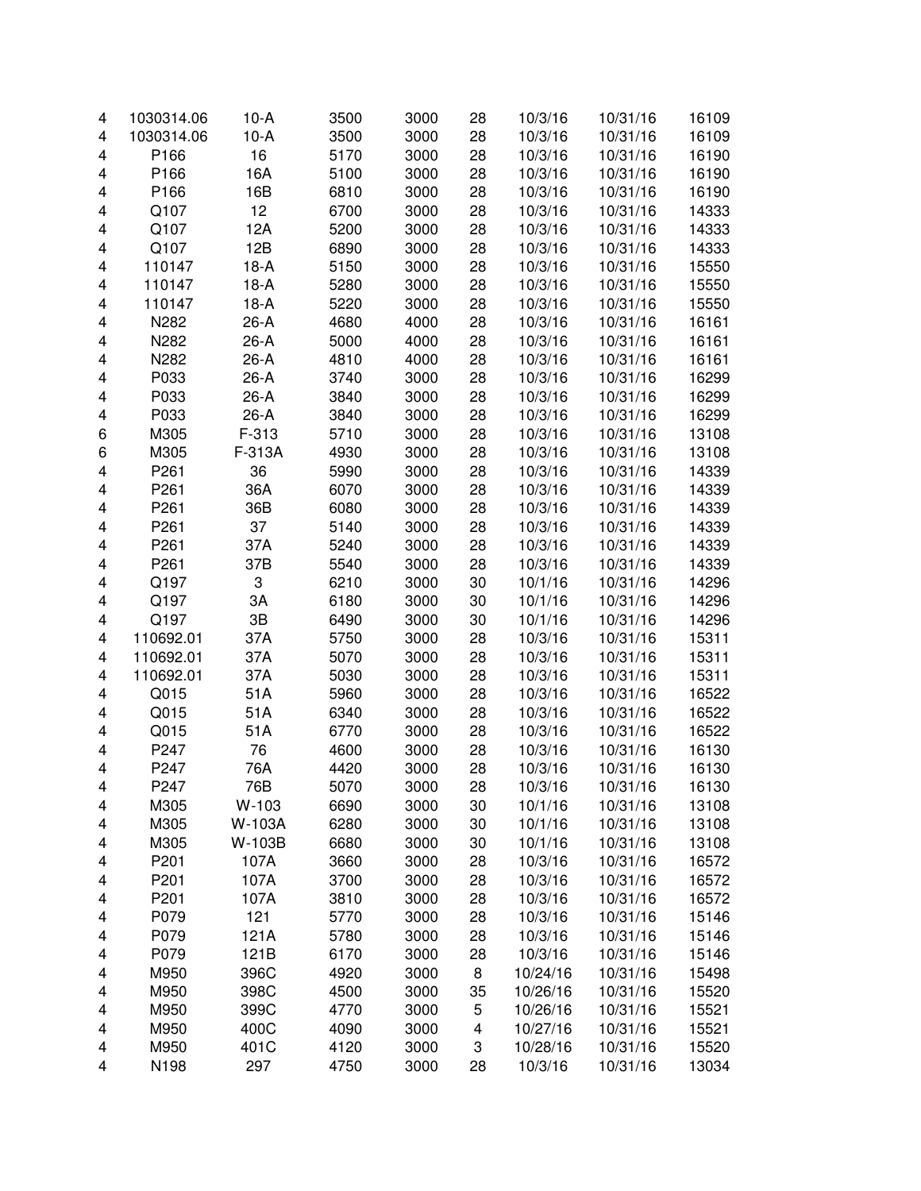| | | | | | | | | |
|---|---|---|---|---|---|---|---|---|
| 4 | 1030314.06 | 10-A | 3500 | 3000 | 28 | 10/3/16 | 10/31/16 | 16109 |
| 4 | 1030314.06 | 10-A | 3500 | 3000 | 28 | 10/3/16 | 10/31/16 | 16109 |
| 4 | P166 | 16 | 5170 | 3000 | 28 | 10/3/16 | 10/31/16 | 16190 |
| 4 | P166 | 16A | 5100 | 3000 | 28 | 10/3/16 | 10/31/16 | 16190 |
| 4 | P166 | 16B | 6810 | 3000 | 28 | 10/3/16 | 10/31/16 | 16190 |
| 4 | Q107 | 12 | 6700 | 3000 | 28 | 10/3/16 | 10/31/16 | 14333 |
| 4 | Q107 | 12A | 5200 | 3000 | 28 | 10/3/16 | 10/31/16 | 14333 |
| 4 | Q107 | 12B | 6890 | 3000 | 28 | 10/3/16 | 10/31/16 | 14333 |
| 4 | 110147 | 18-A | 5150 | 3000 | 28 | 10/3/16 | 10/31/16 | 15550 |
| 4 | 110147 | 18-A | 5280 | 3000 | 28 | 10/3/16 | 10/31/16 | 15550 |
| 4 | 110147 | 18-A | 5220 | 3000 | 28 | 10/3/16 | 10/31/16 | 15550 |
| 4 | N282 | 26-A | 4680 | 4000 | 28 | 10/3/16 | 10/31/16 | 16161 |
| 4 | N282 | 26-A | 5000 | 4000 | 28 | 10/3/16 | 10/31/16 | 16161 |
| 4 | N282 | 26-A | 4810 | 4000 | 28 | 10/3/16 | 10/31/16 | 16161 |
| 4 | P033 | 26-A | 3740 | 3000 | 28 | 10/3/16 | 10/31/16 | 16299 |
| 4 | P033 | 26-A | 3840 | 3000 | 28 | 10/3/16 | 10/31/16 | 16299 |
| 4 | P033 | 26-A | 3840 | 3000 | 28 | 10/3/16 | 10/31/16 | 16299 |
| 6 | M305 | F-313 | 5710 | 3000 | 28 | 10/3/16 | 10/31/16 | 13108 |
| 6 | M305 | F-313A | 4930 | 3000 | 28 | 10/3/16 | 10/31/16 | 13108 |
| 4 | P261 | 36 | 5990 | 3000 | 28 | 10/3/16 | 10/31/16 | 14339 |
| 4 | P261 | 36A | 6070 | 3000 | 28 | 10/3/16 | 10/31/16 | 14339 |
| 4 | P261 | 36B | 6080 | 3000 | 28 | 10/3/16 | 10/31/16 | 14339 |
| 4 | P261 | 37 | 5140 | 3000 | 28 | 10/3/16 | 10/31/16 | 14339 |
| 4 | P261 | 37A | 5240 | 3000 | 28 | 10/3/16 | 10/31/16 | 14339 |
| 4 | P261 | 37B | 5540 | 3000 | 28 | 10/3/16 | 10/31/16 | 14339 |
| 4 | Q197 | 3 | 6210 | 3000 | 30 | 10/1/16 | 10/31/16 | 14296 |
| 4 | Q197 | 3A | 6180 | 3000 | 30 | 10/1/16 | 10/31/16 | 14296 |
| 4 | Q197 | 3B | 6490 | 3000 | 30 | 10/1/16 | 10/31/16 | 14296 |
| 4 | 110692.01 | 37A | 5750 | 3000 | 28 | 10/3/16 | 10/31/16 | 15311 |
| 4 | 110692.01 | 37A | 5070 | 3000 | 28 | 10/3/16 | 10/31/16 | 15311 |
| 4 | 110692.01 | 37A | 5030 | 3000 | 28 | 10/3/16 | 10/31/16 | 15311 |
| 4 | Q015 | 51A | 5960 | 3000 | 28 | 10/3/16 | 10/31/16 | 16522 |
| 4 | Q015 | 51A | 6340 | 3000 | 28 | 10/3/16 | 10/31/16 | 16522 |
| 4 | Q015 | 51A | 6770 | 3000 | 28 | 10/3/16 | 10/31/16 | 16522 |
| 4 | P247 | 76 | 4600 | 3000 | 28 | 10/3/16 | 10/31/16 | 16130 |
| 4 | P247 | 76A | 4420 | 3000 | 28 | 10/3/16 | 10/31/16 | 16130 |
| 4 | P247 | 76B | 5070 | 3000 | 28 | 10/3/16 | 10/31/16 | 16130 |
| 4 | M305 | W-103 | 6690 | 3000 | 30 | 10/1/16 | 10/31/16 | 13108 |
| 4 | M305 | W-103A | 6280 | 3000 | 30 | 10/1/16 | 10/31/16 | 13108 |
| 4 | M305 | W-103B | 6680 | 3000 | 30 | 10/1/16 | 10/31/16 | 13108 |
| 4 | P201 | 107A | 3660 | 3000 | 28 | 10/3/16 | 10/31/16 | 16572 |
| 4 | P201 | 107A | 3700 | 3000 | 28 | 10/3/16 | 10/31/16 | 16572 |
| 4 | P201 | 107A | 3810 | 3000 | 28 | 10/3/16 | 10/31/16 | 16572 |
| 4 | P079 | 121 | 5770 | 3000 | 28 | 10/3/16 | 10/31/16 | 15146 |
| 4 | P079 | 121A | 5780 | 3000 | 28 | 10/3/16 | 10/31/16 | 15146 |
| 4 | P079 | 121B | 6170 | 3000 | 28 | 10/3/16 | 10/31/16 | 15146 |
| 4 | M950 | 396C | 4920 | 3000 | 8 | 10/24/16 | 10/31/16 | 15498 |
| 4 | M950 | 398C | 4500 | 3000 | 35 | 10/26/16 | 10/31/16 | 15520 |
| 4 | M950 | 399C | 4770 | 3000 | 5 | 10/26/16 | 10/31/16 | 15521 |
| 4 | M950 | 400C | 4090 | 3000 | 4 | 10/27/16 | 10/31/16 | 15521 |
| 4 | M950 | 401C | 4120 | 3000 | 3 | 10/28/16 | 10/31/16 | 15520 |
| 4 | N198 | 297 | 4750 | 3000 | 28 | 10/3/16 | 10/31/16 | 13034 |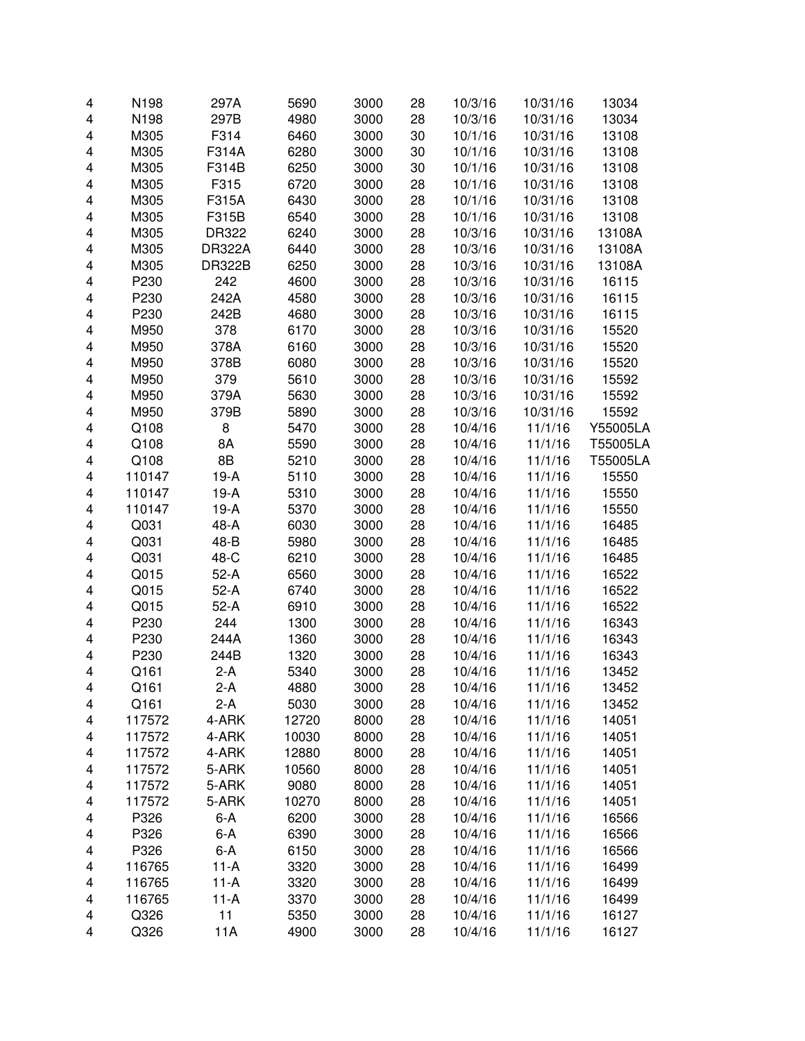| | | | | | | | | |
|---|---|---|---|---|---|---|---|---|
| 4 | N198 | 297A | 5690 | 3000 | 28 | 10/3/16 | 10/31/16 | 13034 |
| 4 | N198 | 297B | 4980 | 3000 | 28 | 10/3/16 | 10/31/16 | 13034 |
| 4 | M305 | F314 | 6460 | 3000 | 30 | 10/1/16 | 10/31/16 | 13108 |
| 4 | M305 | F314A | 6280 | 3000 | 30 | 10/1/16 | 10/31/16 | 13108 |
| 4 | M305 | F314B | 6250 | 3000 | 30 | 10/1/16 | 10/31/16 | 13108 |
| 4 | M305 | F315 | 6720 | 3000 | 28 | 10/1/16 | 10/31/16 | 13108 |
| 4 | M305 | F315A | 6430 | 3000 | 28 | 10/1/16 | 10/31/16 | 13108 |
| 4 | M305 | F315B | 6540 | 3000 | 28 | 10/1/16 | 10/31/16 | 13108 |
| 4 | M305 | DR322 | 6240 | 3000 | 28 | 10/3/16 | 10/31/16 | 13108A |
| 4 | M305 | DR322A | 6440 | 3000 | 28 | 10/3/16 | 10/31/16 | 13108A |
| 4 | M305 | DR322B | 6250 | 3000 | 28 | 10/3/16 | 10/31/16 | 13108A |
| 4 | P230 | 242 | 4600 | 3000 | 28 | 10/3/16 | 10/31/16 | 16115 |
| 4 | P230 | 242A | 4580 | 3000 | 28 | 10/3/16 | 10/31/16 | 16115 |
| 4 | P230 | 242B | 4680 | 3000 | 28 | 10/3/16 | 10/31/16 | 16115 |
| 4 | M950 | 378 | 6170 | 3000 | 28 | 10/3/16 | 10/31/16 | 15520 |
| 4 | M950 | 378A | 6160 | 3000 | 28 | 10/3/16 | 10/31/16 | 15520 |
| 4 | M950 | 378B | 6080 | 3000 | 28 | 10/3/16 | 10/31/16 | 15520 |
| 4 | M950 | 379 | 5610 | 3000 | 28 | 10/3/16 | 10/31/16 | 15592 |
| 4 | M950 | 379A | 5630 | 3000 | 28 | 10/3/16 | 10/31/16 | 15592 |
| 4 | M950 | 379B | 5890 | 3000 | 28 | 10/3/16 | 10/31/16 | 15592 |
| 4 | Q108 | 8 | 5470 | 3000 | 28 | 10/4/16 | 11/1/16 | Y55005LA |
| 4 | Q108 | 8A | 5590 | 3000 | 28 | 10/4/16 | 11/1/16 | T55005LA |
| 4 | Q108 | 8B | 5210 | 3000 | 28 | 10/4/16 | 11/1/16 | T55005LA |
| 4 | 110147 | 19-A | 5110 | 3000 | 28 | 10/4/16 | 11/1/16 | 15550 |
| 4 | 110147 | 19-A | 5310 | 3000 | 28 | 10/4/16 | 11/1/16 | 15550 |
| 4 | 110147 | 19-A | 5370 | 3000 | 28 | 10/4/16 | 11/1/16 | 15550 |
| 4 | Q031 | 48-A | 6030 | 3000 | 28 | 10/4/16 | 11/1/16 | 16485 |
| 4 | Q031 | 48-B | 5980 | 3000 | 28 | 10/4/16 | 11/1/16 | 16485 |
| 4 | Q031 | 48-C | 6210 | 3000 | 28 | 10/4/16 | 11/1/16 | 16485 |
| 4 | Q015 | 52-A | 6560 | 3000 | 28 | 10/4/16 | 11/1/16 | 16522 |
| 4 | Q015 | 52-A | 6740 | 3000 | 28 | 10/4/16 | 11/1/16 | 16522 |
| 4 | Q015 | 52-A | 6910 | 3000 | 28 | 10/4/16 | 11/1/16 | 16522 |
| 4 | P230 | 244 | 1300 | 3000 | 28 | 10/4/16 | 11/1/16 | 16343 |
| 4 | P230 | 244A | 1360 | 3000 | 28 | 10/4/16 | 11/1/16 | 16343 |
| 4 | P230 | 244B | 1320 | 3000 | 28 | 10/4/16 | 11/1/16 | 16343 |
| 4 | Q161 | 2-A | 5340 | 3000 | 28 | 10/4/16 | 11/1/16 | 13452 |
| 4 | Q161 | 2-A | 4880 | 3000 | 28 | 10/4/16 | 11/1/16 | 13452 |
| 4 | Q161 | 2-A | 5030 | 3000 | 28 | 10/4/16 | 11/1/16 | 13452 |
| 4 | 117572 | 4-ARK | 12720 | 8000 | 28 | 10/4/16 | 11/1/16 | 14051 |
| 4 | 117572 | 4-ARK | 10030 | 8000 | 28 | 10/4/16 | 11/1/16 | 14051 |
| 4 | 117572 | 4-ARK | 12880 | 8000 | 28 | 10/4/16 | 11/1/16 | 14051 |
| 4 | 117572 | 5-ARK | 10560 | 8000 | 28 | 10/4/16 | 11/1/16 | 14051 |
| 4 | 117572 | 5-ARK | 9080 | 8000 | 28 | 10/4/16 | 11/1/16 | 14051 |
| 4 | 117572 | 5-ARK | 10270 | 8000 | 28 | 10/4/16 | 11/1/16 | 14051 |
| 4 | P326 | 6-A | 6200 | 3000 | 28 | 10/4/16 | 11/1/16 | 16566 |
| 4 | P326 | 6-A | 6390 | 3000 | 28 | 10/4/16 | 11/1/16 | 16566 |
| 4 | P326 | 6-A | 6150 | 3000 | 28 | 10/4/16 | 11/1/16 | 16566 |
| 4 | 116765 | 11-A | 3320 | 3000 | 28 | 10/4/16 | 11/1/16 | 16499 |
| 4 | 116765 | 11-A | 3320 | 3000 | 28 | 10/4/16 | 11/1/16 | 16499 |
| 4 | 116765 | 11-A | 3370 | 3000 | 28 | 10/4/16 | 11/1/16 | 16499 |
| 4 | Q326 | 11 | 5350 | 3000 | 28 | 10/4/16 | 11/1/16 | 16127 |
| 4 | Q326 | 11A | 4900 | 3000 | 28 | 10/4/16 | 11/1/16 | 16127 |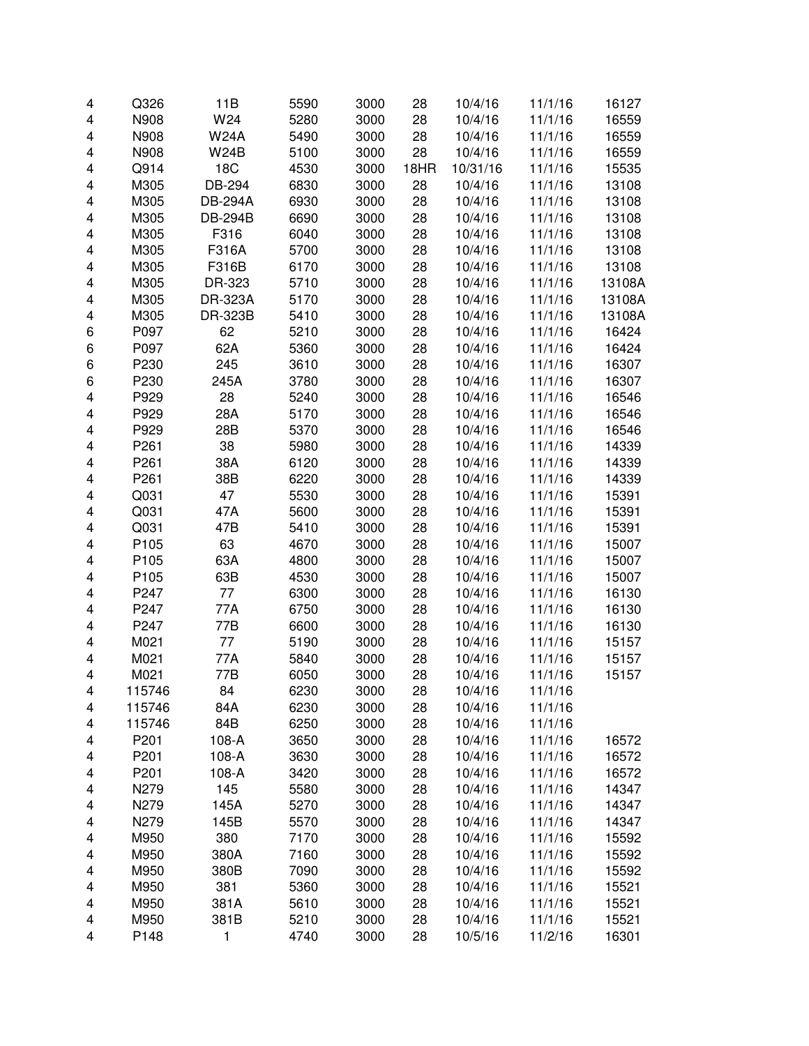| | | | | | | | | |
|---|---|---|---|---|---|---|---|---|
| 4 | Q326 | 11B | 5590 | 3000 | 28 | 10/4/16 | 11/1/16 | 16127 |
| 4 | N908 | W24 | 5280 | 3000 | 28 | 10/4/16 | 11/1/16 | 16559 |
| 4 | N908 | W24A | 5490 | 3000 | 28 | 10/4/16 | 11/1/16 | 16559 |
| 4 | N908 | W24B | 5100 | 3000 | 28 | 10/4/16 | 11/1/16 | 16559 |
| 4 | Q914 | 18C | 4530 | 3000 | 18HR | 10/31/16 | 11/1/16 | 15535 |
| 4 | M305 | DB-294 | 6830 | 3000 | 28 | 10/4/16 | 11/1/16 | 13108 |
| 4 | M305 | DB-294A | 6930 | 3000 | 28 | 10/4/16 | 11/1/16 | 13108 |
| 4 | M305 | DB-294B | 6690 | 3000 | 28 | 10/4/16 | 11/1/16 | 13108 |
| 4 | M305 | F316 | 6040 | 3000 | 28 | 10/4/16 | 11/1/16 | 13108 |
| 4 | M305 | F316A | 5700 | 3000 | 28 | 10/4/16 | 11/1/16 | 13108 |
| 4 | M305 | F316B | 6170 | 3000 | 28 | 10/4/16 | 11/1/16 | 13108 |
| 4 | M305 | DR-323 | 5710 | 3000 | 28 | 10/4/16 | 11/1/16 | 13108A |
| 4 | M305 | DR-323A | 5170 | 3000 | 28 | 10/4/16 | 11/1/16 | 13108A |
| 4 | M305 | DR-323B | 5410 | 3000 | 28 | 10/4/16 | 11/1/16 | 13108A |
| 6 | P097 | 62 | 5210 | 3000 | 28 | 10/4/16 | 11/1/16 | 16424 |
| 6 | P097 | 62A | 5360 | 3000 | 28 | 10/4/16 | 11/1/16 | 16424 |
| 6 | P230 | 245 | 3610 | 3000 | 28 | 10/4/16 | 11/1/16 | 16307 |
| 6 | P230 | 245A | 3780 | 3000 | 28 | 10/4/16 | 11/1/16 | 16307 |
| 4 | P929 | 28 | 5240 | 3000 | 28 | 10/4/16 | 11/1/16 | 16546 |
| 4 | P929 | 28A | 5170 | 3000 | 28 | 10/4/16 | 11/1/16 | 16546 |
| 4 | P929 | 28B | 5370 | 3000 | 28 | 10/4/16 | 11/1/16 | 16546 |
| 4 | P261 | 38 | 5980 | 3000 | 28 | 10/4/16 | 11/1/16 | 14339 |
| 4 | P261 | 38A | 6120 | 3000 | 28 | 10/4/16 | 11/1/16 | 14339 |
| 4 | P261 | 38B | 6220 | 3000 | 28 | 10/4/16 | 11/1/16 | 14339 |
| 4 | Q031 | 47 | 5530 | 3000 | 28 | 10/4/16 | 11/1/16 | 15391 |
| 4 | Q031 | 47A | 5600 | 3000 | 28 | 10/4/16 | 11/1/16 | 15391 |
| 4 | Q031 | 47B | 5410 | 3000 | 28 | 10/4/16 | 11/1/16 | 15391 |
| 4 | P105 | 63 | 4670 | 3000 | 28 | 10/4/16 | 11/1/16 | 15007 |
| 4 | P105 | 63A | 4800 | 3000 | 28 | 10/4/16 | 11/1/16 | 15007 |
| 4 | P105 | 63B | 4530 | 3000 | 28 | 10/4/16 | 11/1/16 | 15007 |
| 4 | P247 | 77 | 6300 | 3000 | 28 | 10/4/16 | 11/1/16 | 16130 |
| 4 | P247 | 77A | 6750 | 3000 | 28 | 10/4/16 | 11/1/16 | 16130 |
| 4 | P247 | 77B | 6600 | 3000 | 28 | 10/4/16 | 11/1/16 | 16130 |
| 4 | M021 | 77 | 5190 | 3000 | 28 | 10/4/16 | 11/1/16 | 15157 |
| 4 | M021 | 77A | 5840 | 3000 | 28 | 10/4/16 | 11/1/16 | 15157 |
| 4 | M021 | 77B | 6050 | 3000 | 28 | 10/4/16 | 11/1/16 | 15157 |
| 4 | 115746 | 84 | 6230 | 3000 | 28 | 10/4/16 | 11/1/16 | |
| 4 | 115746 | 84A | 6230 | 3000 | 28 | 10/4/16 | 11/1/16 | |
| 4 | 115746 | 84B | 6250 | 3000 | 28 | 10/4/16 | 11/1/16 | |
| 4 | P201 | 108-A | 3650 | 3000 | 28 | 10/4/16 | 11/1/16 | 16572 |
| 4 | P201 | 108-A | 3630 | 3000 | 28 | 10/4/16 | 11/1/16 | 16572 |
| 4 | P201 | 108-A | 3420 | 3000 | 28 | 10/4/16 | 11/1/16 | 16572 |
| 4 | N279 | 145 | 5580 | 3000 | 28 | 10/4/16 | 11/1/16 | 14347 |
| 4 | N279 | 145A | 5270 | 3000 | 28 | 10/4/16 | 11/1/16 | 14347 |
| 4 | N279 | 145B | 5570 | 3000 | 28 | 10/4/16 | 11/1/16 | 14347 |
| 4 | M950 | 380 | 7170 | 3000 | 28 | 10/4/16 | 11/1/16 | 15592 |
| 4 | M950 | 380A | 7160 | 3000 | 28 | 10/4/16 | 11/1/16 | 15592 |
| 4 | M950 | 380B | 7090 | 3000 | 28 | 10/4/16 | 11/1/16 | 15592 |
| 4 | M950 | 381 | 5360 | 3000 | 28 | 10/4/16 | 11/1/16 | 15521 |
| 4 | M950 | 381A | 5610 | 3000 | 28 | 10/4/16 | 11/1/16 | 15521 |
| 4 | M950 | 381B | 5210 | 3000 | 28 | 10/4/16 | 11/1/16 | 15521 |
| 4 | P148 | 1 | 4740 | 3000 | 28 | 10/5/16 | 11/2/16 | 16301 |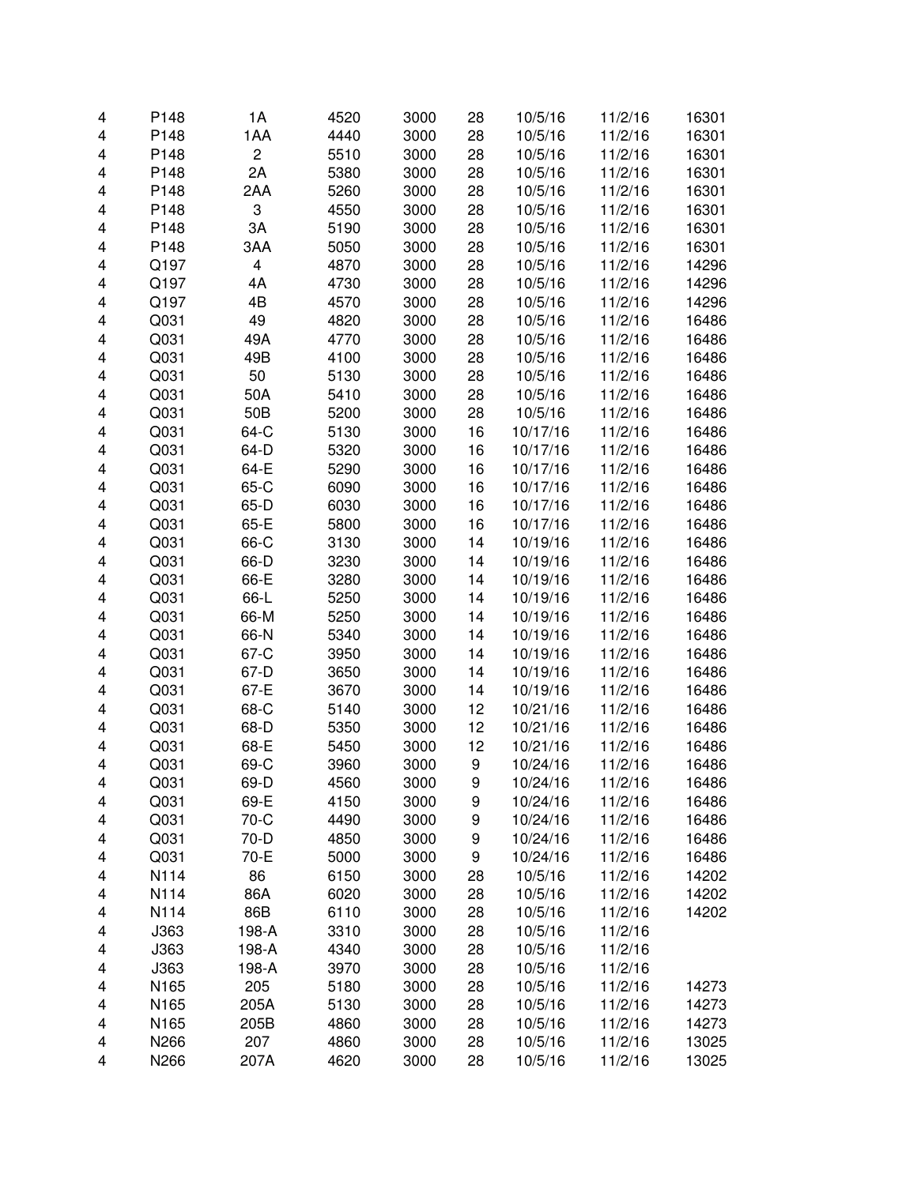| | | | | | | | | |
|---|---|---|---|---|---|---|---|---|
| 4 | P148 | 1A | 4520 | 3000 | 28 | 10/5/16 | 11/2/16 | 16301 |
| 4 | P148 | 1AA | 4440 | 3000 | 28 | 10/5/16 | 11/2/16 | 16301 |
| 4 | P148 | 2 | 5510 | 3000 | 28 | 10/5/16 | 11/2/16 | 16301 |
| 4 | P148 | 2A | 5380 | 3000 | 28 | 10/5/16 | 11/2/16 | 16301 |
| 4 | P148 | 2AA | 5260 | 3000 | 28 | 10/5/16 | 11/2/16 | 16301 |
| 4 | P148 | 3 | 4550 | 3000 | 28 | 10/5/16 | 11/2/16 | 16301 |
| 4 | P148 | 3A | 5190 | 3000 | 28 | 10/5/16 | 11/2/16 | 16301 |
| 4 | P148 | 3AA | 5050 | 3000 | 28 | 10/5/16 | 11/2/16 | 16301 |
| 4 | Q197 | 4 | 4870 | 3000 | 28 | 10/5/16 | 11/2/16 | 14296 |
| 4 | Q197 | 4A | 4730 | 3000 | 28 | 10/5/16 | 11/2/16 | 14296 |
| 4 | Q197 | 4B | 4570 | 3000 | 28 | 10/5/16 | 11/2/16 | 14296 |
| 4 | Q031 | 49 | 4820 | 3000 | 28 | 10/5/16 | 11/2/16 | 16486 |
| 4 | Q031 | 49A | 4770 | 3000 | 28 | 10/5/16 | 11/2/16 | 16486 |
| 4 | Q031 | 49B | 4100 | 3000 | 28 | 10/5/16 | 11/2/16 | 16486 |
| 4 | Q031 | 50 | 5130 | 3000 | 28 | 10/5/16 | 11/2/16 | 16486 |
| 4 | Q031 | 50A | 5410 | 3000 | 28 | 10/5/16 | 11/2/16 | 16486 |
| 4 | Q031 | 50B | 5200 | 3000 | 28 | 10/5/16 | 11/2/16 | 16486 |
| 4 | Q031 | 64-C | 5130 | 3000 | 16 | 10/17/16 | 11/2/16 | 16486 |
| 4 | Q031 | 64-D | 5320 | 3000 | 16 | 10/17/16 | 11/2/16 | 16486 |
| 4 | Q031 | 64-E | 5290 | 3000 | 16 | 10/17/16 | 11/2/16 | 16486 |
| 4 | Q031 | 65-C | 6090 | 3000 | 16 | 10/17/16 | 11/2/16 | 16486 |
| 4 | Q031 | 65-D | 6030 | 3000 | 16 | 10/17/16 | 11/2/16 | 16486 |
| 4 | Q031 | 65-E | 5800 | 3000 | 16 | 10/17/16 | 11/2/16 | 16486 |
| 4 | Q031 | 66-C | 3130 | 3000 | 14 | 10/19/16 | 11/2/16 | 16486 |
| 4 | Q031 | 66-D | 3230 | 3000 | 14 | 10/19/16 | 11/2/16 | 16486 |
| 4 | Q031 | 66-E | 3280 | 3000 | 14 | 10/19/16 | 11/2/16 | 16486 |
| 4 | Q031 | 66-L | 5250 | 3000 | 14 | 10/19/16 | 11/2/16 | 16486 |
| 4 | Q031 | 66-M | 5250 | 3000 | 14 | 10/19/16 | 11/2/16 | 16486 |
| 4 | Q031 | 66-N | 5340 | 3000 | 14 | 10/19/16 | 11/2/16 | 16486 |
| 4 | Q031 | 67-C | 3950 | 3000 | 14 | 10/19/16 | 11/2/16 | 16486 |
| 4 | Q031 | 67-D | 3650 | 3000 | 14 | 10/19/16 | 11/2/16 | 16486 |
| 4 | Q031 | 67-E | 3670 | 3000 | 14 | 10/19/16 | 11/2/16 | 16486 |
| 4 | Q031 | 68-C | 5140 | 3000 | 12 | 10/21/16 | 11/2/16 | 16486 |
| 4 | Q031 | 68-D | 5350 | 3000 | 12 | 10/21/16 | 11/2/16 | 16486 |
| 4 | Q031 | 68-E | 5450 | 3000 | 12 | 10/21/16 | 11/2/16 | 16486 |
| 4 | Q031 | 69-C | 3960 | 3000 | 9 | 10/24/16 | 11/2/16 | 16486 |
| 4 | Q031 | 69-D | 4560 | 3000 | 9 | 10/24/16 | 11/2/16 | 16486 |
| 4 | Q031 | 69-E | 4150 | 3000 | 9 | 10/24/16 | 11/2/16 | 16486 |
| 4 | Q031 | 70-C | 4490 | 3000 | 9 | 10/24/16 | 11/2/16 | 16486 |
| 4 | Q031 | 70-D | 4850 | 3000 | 9 | 10/24/16 | 11/2/16 | 16486 |
| 4 | Q031 | 70-E | 5000 | 3000 | 9 | 10/24/16 | 11/2/16 | 16486 |
| 4 | N114 | 86 | 6150 | 3000 | 28 | 10/5/16 | 11/2/16 | 14202 |
| 4 | N114 | 86A | 6020 | 3000 | 28 | 10/5/16 | 11/2/16 | 14202 |
| 4 | N114 | 86B | 6110 | 3000 | 28 | 10/5/16 | 11/2/16 | 14202 |
| 4 | J363 | 198-A | 3310 | 3000 | 28 | 10/5/16 | 11/2/16 | |
| 4 | J363 | 198-A | 4340 | 3000 | 28 | 10/5/16 | 11/2/16 | |
| 4 | J363 | 198-A | 3970 | 3000 | 28 | 10/5/16 | 11/2/16 | |
| 4 | N165 | 205 | 5180 | 3000 | 28 | 10/5/16 | 11/2/16 | 14273 |
| 4 | N165 | 205A | 5130 | 3000 | 28 | 10/5/16 | 11/2/16 | 14273 |
| 4 | N165 | 205B | 4860 | 3000 | 28 | 10/5/16 | 11/2/16 | 14273 |
| 4 | N266 | 207 | 4860 | 3000 | 28 | 10/5/16 | 11/2/16 | 13025 |
| 4 | N266 | 207A | 4620 | 3000 | 28 | 10/5/16 | 11/2/16 | 13025 |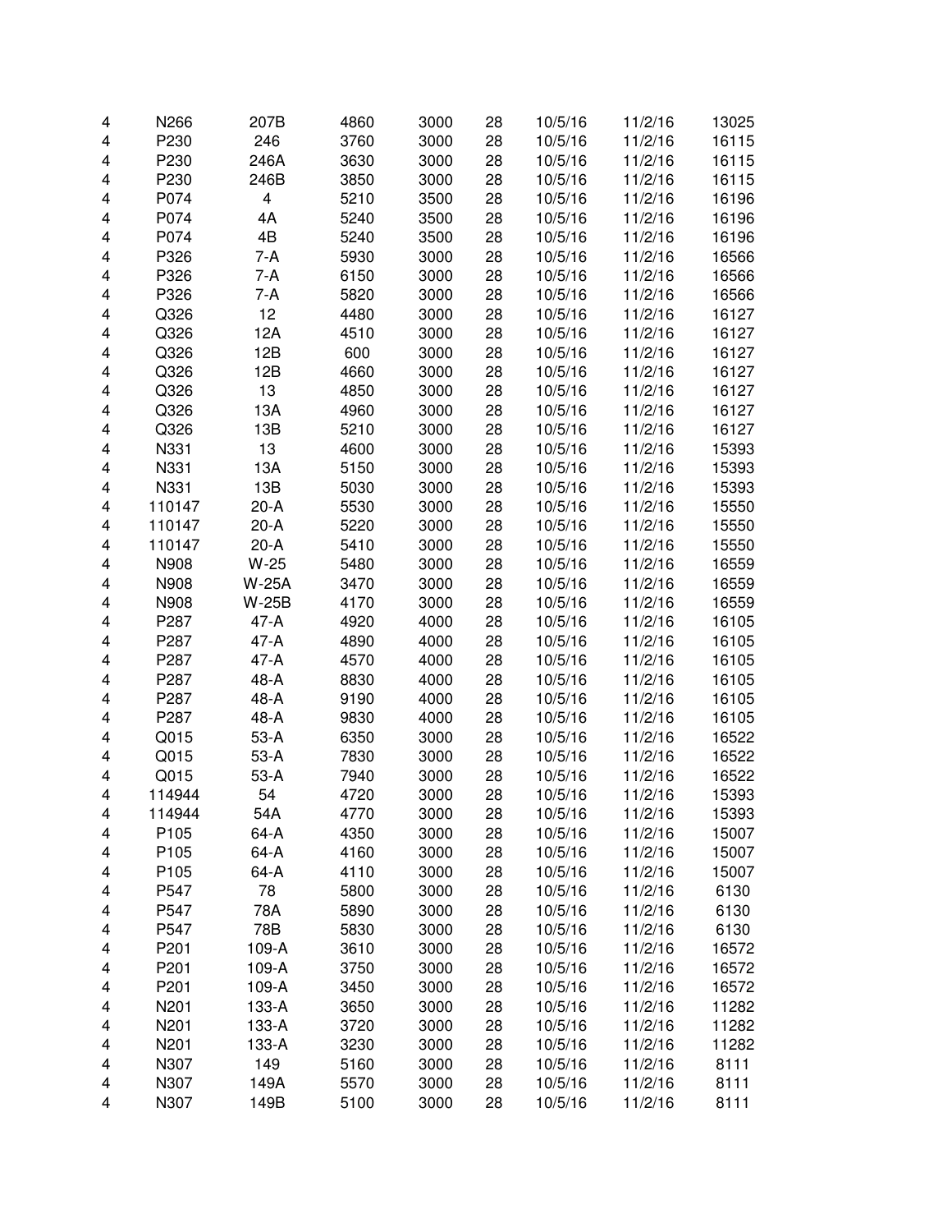| | | | | | | | | |
|---|---|---|---|---|---|---|---|---|
| 4 | N266 | 207B | 4860 | 3000 | 28 | 10/5/16 | 11/2/16 | 13025 |
| 4 | P230 | 246 | 3760 | 3000 | 28 | 10/5/16 | 11/2/16 | 16115 |
| 4 | P230 | 246A | 3630 | 3000 | 28 | 10/5/16 | 11/2/16 | 16115 |
| 4 | P230 | 246B | 3850 | 3000 | 28 | 10/5/16 | 11/2/16 | 16115 |
| 4 | P074 | 4 | 5210 | 3500 | 28 | 10/5/16 | 11/2/16 | 16196 |
| 4 | P074 | 4A | 5240 | 3500 | 28 | 10/5/16 | 11/2/16 | 16196 |
| 4 | P074 | 4B | 5240 | 3500 | 28 | 10/5/16 | 11/2/16 | 16196 |
| 4 | P326 | 7-A | 5930 | 3000 | 28 | 10/5/16 | 11/2/16 | 16566 |
| 4 | P326 | 7-A | 6150 | 3000 | 28 | 10/5/16 | 11/2/16 | 16566 |
| 4 | P326 | 7-A | 5820 | 3000 | 28 | 10/5/16 | 11/2/16 | 16566 |
| 4 | Q326 | 12 | 4480 | 3000 | 28 | 10/5/16 | 11/2/16 | 16127 |
| 4 | Q326 | 12A | 4510 | 3000 | 28 | 10/5/16 | 11/2/16 | 16127 |
| 4 | Q326 | 12B | 600 | 3000 | 28 | 10/5/16 | 11/2/16 | 16127 |
| 4 | Q326 | 12B | 4660 | 3000 | 28 | 10/5/16 | 11/2/16 | 16127 |
| 4 | Q326 | 13 | 4850 | 3000 | 28 | 10/5/16 | 11/2/16 | 16127 |
| 4 | Q326 | 13A | 4960 | 3000 | 28 | 10/5/16 | 11/2/16 | 16127 |
| 4 | Q326 | 13B | 5210 | 3000 | 28 | 10/5/16 | 11/2/16 | 16127 |
| 4 | N331 | 13 | 4600 | 3000 | 28 | 10/5/16 | 11/2/16 | 15393 |
| 4 | N331 | 13A | 5150 | 3000 | 28 | 10/5/16 | 11/2/16 | 15393 |
| 4 | N331 | 13B | 5030 | 3000 | 28 | 10/5/16 | 11/2/16 | 15393 |
| 4 | 110147 | 20-A | 5530 | 3000 | 28 | 10/5/16 | 11/2/16 | 15550 |
| 4 | 110147 | 20-A | 5220 | 3000 | 28 | 10/5/16 | 11/2/16 | 15550 |
| 4 | 110147 | 20-A | 5410 | 3000 | 28 | 10/5/16 | 11/2/16 | 15550 |
| 4 | N908 | W-25 | 5480 | 3000 | 28 | 10/5/16 | 11/2/16 | 16559 |
| 4 | N908 | W-25A | 3470 | 3000 | 28 | 10/5/16 | 11/2/16 | 16559 |
| 4 | N908 | W-25B | 4170 | 3000 | 28 | 10/5/16 | 11/2/16 | 16559 |
| 4 | P287 | 47-A | 4920 | 4000 | 28 | 10/5/16 | 11/2/16 | 16105 |
| 4 | P287 | 47-A | 4890 | 4000 | 28 | 10/5/16 | 11/2/16 | 16105 |
| 4 | P287 | 47-A | 4570 | 4000 | 28 | 10/5/16 | 11/2/16 | 16105 |
| 4 | P287 | 48-A | 8830 | 4000 | 28 | 10/5/16 | 11/2/16 | 16105 |
| 4 | P287 | 48-A | 9190 | 4000 | 28 | 10/5/16 | 11/2/16 | 16105 |
| 4 | P287 | 48-A | 9830 | 4000 | 28 | 10/5/16 | 11/2/16 | 16105 |
| 4 | Q015 | 53-A | 6350 | 3000 | 28 | 10/5/16 | 11/2/16 | 16522 |
| 4 | Q015 | 53-A | 7830 | 3000 | 28 | 10/5/16 | 11/2/16 | 16522 |
| 4 | Q015 | 53-A | 7940 | 3000 | 28 | 10/5/16 | 11/2/16 | 16522 |
| 4 | 114944 | 54 | 4720 | 3000 | 28 | 10/5/16 | 11/2/16 | 15393 |
| 4 | 114944 | 54A | 4770 | 3000 | 28 | 10/5/16 | 11/2/16 | 15393 |
| 4 | P105 | 64-A | 4350 | 3000 | 28 | 10/5/16 | 11/2/16 | 15007 |
| 4 | P105 | 64-A | 4160 | 3000 | 28 | 10/5/16 | 11/2/16 | 15007 |
| 4 | P105 | 64-A | 4110 | 3000 | 28 | 10/5/16 | 11/2/16 | 15007 |
| 4 | P547 | 78 | 5800 | 3000 | 28 | 10/5/16 | 11/2/16 | 6130 |
| 4 | P547 | 78A | 5890 | 3000 | 28 | 10/5/16 | 11/2/16 | 6130 |
| 4 | P547 | 78B | 5830 | 3000 | 28 | 10/5/16 | 11/2/16 | 6130 |
| 4 | P201 | 109-A | 3610 | 3000 | 28 | 10/5/16 | 11/2/16 | 16572 |
| 4 | P201 | 109-A | 3750 | 3000 | 28 | 10/5/16 | 11/2/16 | 16572 |
| 4 | P201 | 109-A | 3450 | 3000 | 28 | 10/5/16 | 11/2/16 | 16572 |
| 4 | N201 | 133-A | 3650 | 3000 | 28 | 10/5/16 | 11/2/16 | 11282 |
| 4 | N201 | 133-A | 3720 | 3000 | 28 | 10/5/16 | 11/2/16 | 11282 |
| 4 | N201 | 133-A | 3230 | 3000 | 28 | 10/5/16 | 11/2/16 | 11282 |
| 4 | N307 | 149 | 5160 | 3000 | 28 | 10/5/16 | 11/2/16 | 8111 |
| 4 | N307 | 149A | 5570 | 3000 | 28 | 10/5/16 | 11/2/16 | 8111 |
| 4 | N307 | 149B | 5100 | 3000 | 28 | 10/5/16 | 11/2/16 | 8111 |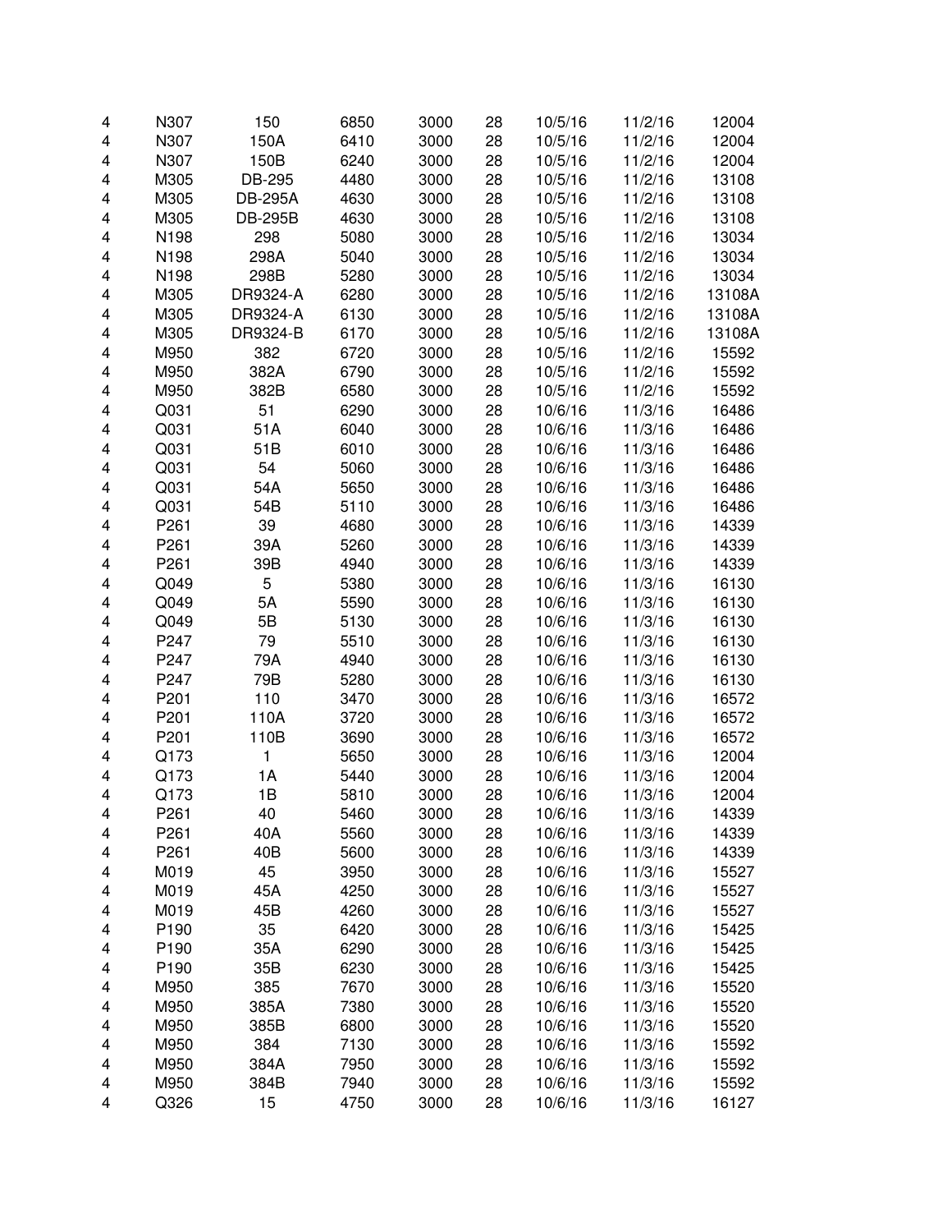|  |  |  |  |  |  |  |  |  |
|---|---|---|---|---|---|---|---|---|
| 4 | N307 | 150 | 6850 | 3000 | 28 | 10/5/16 | 11/2/16 | 12004 |
| 4 | N307 | 150A | 6410 | 3000 | 28 | 10/5/16 | 11/2/16 | 12004 |
| 4 | N307 | 150B | 6240 | 3000 | 28 | 10/5/16 | 11/2/16 | 12004 |
| 4 | M305 | DB-295 | 4480 | 3000 | 28 | 10/5/16 | 11/2/16 | 13108 |
| 4 | M305 | DB-295A | 4630 | 3000 | 28 | 10/5/16 | 11/2/16 | 13108 |
| 4 | M305 | DB-295B | 4630 | 3000 | 28 | 10/5/16 | 11/2/16 | 13108 |
| 4 | N198 | 298 | 5080 | 3000 | 28 | 10/5/16 | 11/2/16 | 13034 |
| 4 | N198 | 298A | 5040 | 3000 | 28 | 10/5/16 | 11/2/16 | 13034 |
| 4 | N198 | 298B | 5280 | 3000 | 28 | 10/5/16 | 11/2/16 | 13034 |
| 4 | M305 | DR9324-A | 6280 | 3000 | 28 | 10/5/16 | 11/2/16 | 13108A |
| 4 | M305 | DR9324-A | 6130 | 3000 | 28 | 10/5/16 | 11/2/16 | 13108A |
| 4 | M305 | DR9324-B | 6170 | 3000 | 28 | 10/5/16 | 11/2/16 | 13108A |
| 4 | M950 | 382 | 6720 | 3000 | 28 | 10/5/16 | 11/2/16 | 15592 |
| 4 | M950 | 382A | 6790 | 3000 | 28 | 10/5/16 | 11/2/16 | 15592 |
| 4 | M950 | 382B | 6580 | 3000 | 28 | 10/5/16 | 11/2/16 | 15592 |
| 4 | Q031 | 51 | 6290 | 3000 | 28 | 10/6/16 | 11/3/16 | 16486 |
| 4 | Q031 | 51A | 6040 | 3000 | 28 | 10/6/16 | 11/3/16 | 16486 |
| 4 | Q031 | 51B | 6010 | 3000 | 28 | 10/6/16 | 11/3/16 | 16486 |
| 4 | Q031 | 54 | 5060 | 3000 | 28 | 10/6/16 | 11/3/16 | 16486 |
| 4 | Q031 | 54A | 5650 | 3000 | 28 | 10/6/16 | 11/3/16 | 16486 |
| 4 | Q031 | 54B | 5110 | 3000 | 28 | 10/6/16 | 11/3/16 | 16486 |
| 4 | P261 | 39 | 4680 | 3000 | 28 | 10/6/16 | 11/3/16 | 14339 |
| 4 | P261 | 39A | 5260 | 3000 | 28 | 10/6/16 | 11/3/16 | 14339 |
| 4 | P261 | 39B | 4940 | 3000 | 28 | 10/6/16 | 11/3/16 | 14339 |
| 4 | Q049 | 5 | 5380 | 3000 | 28 | 10/6/16 | 11/3/16 | 16130 |
| 4 | Q049 | 5A | 5590 | 3000 | 28 | 10/6/16 | 11/3/16 | 16130 |
| 4 | Q049 | 5B | 5130 | 3000 | 28 | 10/6/16 | 11/3/16 | 16130 |
| 4 | P247 | 79 | 5510 | 3000 | 28 | 10/6/16 | 11/3/16 | 16130 |
| 4 | P247 | 79A | 4940 | 3000 | 28 | 10/6/16 | 11/3/16 | 16130 |
| 4 | P247 | 79B | 5280 | 3000 | 28 | 10/6/16 | 11/3/16 | 16130 |
| 4 | P201 | 110 | 3470 | 3000 | 28 | 10/6/16 | 11/3/16 | 16572 |
| 4 | P201 | 110A | 3720 | 3000 | 28 | 10/6/16 | 11/3/16 | 16572 |
| 4 | P201 | 110B | 3690 | 3000 | 28 | 10/6/16 | 11/3/16 | 16572 |
| 4 | Q173 | 1 | 5650 | 3000 | 28 | 10/6/16 | 11/3/16 | 12004 |
| 4 | Q173 | 1A | 5440 | 3000 | 28 | 10/6/16 | 11/3/16 | 12004 |
| 4 | Q173 | 1B | 5810 | 3000 | 28 | 10/6/16 | 11/3/16 | 12004 |
| 4 | P261 | 40 | 5460 | 3000 | 28 | 10/6/16 | 11/3/16 | 14339 |
| 4 | P261 | 40A | 5560 | 3000 | 28 | 10/6/16 | 11/3/16 | 14339 |
| 4 | P261 | 40B | 5600 | 3000 | 28 | 10/6/16 | 11/3/16 | 14339 |
| 4 | M019 | 45 | 3950 | 3000 | 28 | 10/6/16 | 11/3/16 | 15527 |
| 4 | M019 | 45A | 4250 | 3000 | 28 | 10/6/16 | 11/3/16 | 15527 |
| 4 | M019 | 45B | 4260 | 3000 | 28 | 10/6/16 | 11/3/16 | 15527 |
| 4 | P190 | 35 | 6420 | 3000 | 28 | 10/6/16 | 11/3/16 | 15425 |
| 4 | P190 | 35A | 6290 | 3000 | 28 | 10/6/16 | 11/3/16 | 15425 |
| 4 | P190 | 35B | 6230 | 3000 | 28 | 10/6/16 | 11/3/16 | 15425 |
| 4 | M950 | 385 | 7670 | 3000 | 28 | 10/6/16 | 11/3/16 | 15520 |
| 4 | M950 | 385A | 7380 | 3000 | 28 | 10/6/16 | 11/3/16 | 15520 |
| 4 | M950 | 385B | 6800 | 3000 | 28 | 10/6/16 | 11/3/16 | 15520 |
| 4 | M950 | 384 | 7130 | 3000 | 28 | 10/6/16 | 11/3/16 | 15592 |
| 4 | M950 | 384A | 7950 | 3000 | 28 | 10/6/16 | 11/3/16 | 15592 |
| 4 | M950 | 384B | 7940 | 3000 | 28 | 10/6/16 | 11/3/16 | 15592 |
| 4 | Q326 | 15 | 4750 | 3000 | 28 | 10/6/16 | 11/3/16 | 16127 |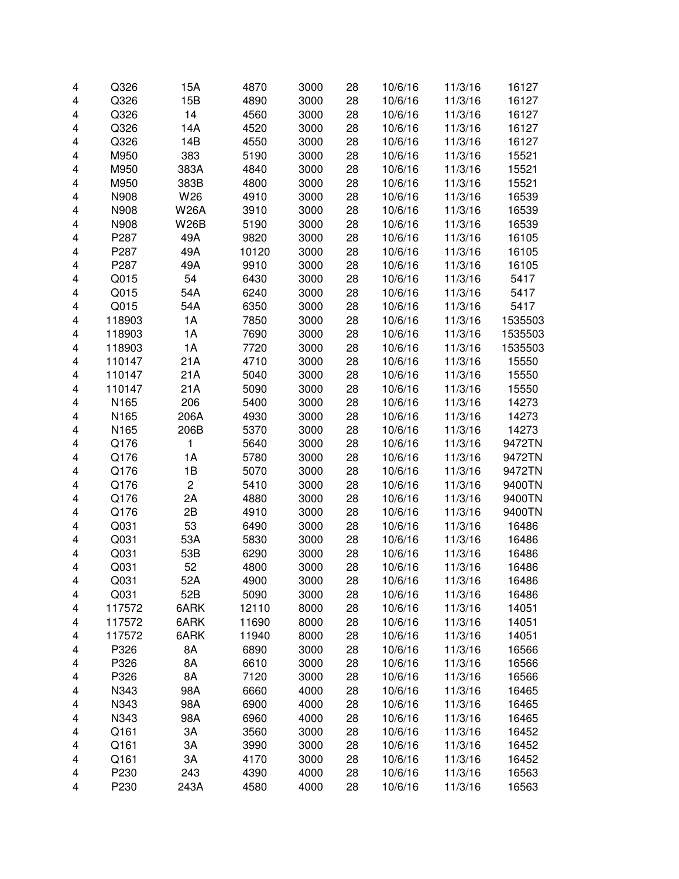| | | | | | | | | |
|---|---|---|---|---|---|---|---|---|
| 4 | Q326 | 15A | 4870 | 3000 | 28 | 10/6/16 | 11/3/16 | 16127 |
| 4 | Q326 | 15B | 4890 | 3000 | 28 | 10/6/16 | 11/3/16 | 16127 |
| 4 | Q326 | 14 | 4560 | 3000 | 28 | 10/6/16 | 11/3/16 | 16127 |
| 4 | Q326 | 14A | 4520 | 3000 | 28 | 10/6/16 | 11/3/16 | 16127 |
| 4 | Q326 | 14B | 4550 | 3000 | 28 | 10/6/16 | 11/3/16 | 16127 |
| 4 | M950 | 383 | 5190 | 3000 | 28 | 10/6/16 | 11/3/16 | 15521 |
| 4 | M950 | 383A | 4840 | 3000 | 28 | 10/6/16 | 11/3/16 | 15521 |
| 4 | M950 | 383B | 4800 | 3000 | 28 | 10/6/16 | 11/3/16 | 15521 |
| 4 | N908 | W26 | 4910 | 3000 | 28 | 10/6/16 | 11/3/16 | 16539 |
| 4 | N908 | W26A | 3910 | 3000 | 28 | 10/6/16 | 11/3/16 | 16539 |
| 4 | N908 | W26B | 5190 | 3000 | 28 | 10/6/16 | 11/3/16 | 16539 |
| 4 | P287 | 49A | 9820 | 3000 | 28 | 10/6/16 | 11/3/16 | 16105 |
| 4 | P287 | 49A | 10120 | 3000 | 28 | 10/6/16 | 11/3/16 | 16105 |
| 4 | P287 | 49A | 9910 | 3000 | 28 | 10/6/16 | 11/3/16 | 16105 |
| 4 | Q015 | 54 | 6430 | 3000 | 28 | 10/6/16 | 11/3/16 | 5417 |
| 4 | Q015 | 54A | 6240 | 3000 | 28 | 10/6/16 | 11/3/16 | 5417 |
| 4 | Q015 | 54A | 6350 | 3000 | 28 | 10/6/16 | 11/3/16 | 5417 |
| 4 | 118903 | 1A | 7850 | 3000 | 28 | 10/6/16 | 11/3/16 | 1535503 |
| 4 | 118903 | 1A | 7690 | 3000 | 28 | 10/6/16 | 11/3/16 | 1535503 |
| 4 | 118903 | 1A | 7720 | 3000 | 28 | 10/6/16 | 11/3/16 | 1535503 |
| 4 | 110147 | 21A | 4710 | 3000 | 28 | 10/6/16 | 11/3/16 | 15550 |
| 4 | 110147 | 21A | 5040 | 3000 | 28 | 10/6/16 | 11/3/16 | 15550 |
| 4 | 110147 | 21A | 5090 | 3000 | 28 | 10/6/16 | 11/3/16 | 15550 |
| 4 | N165 | 206 | 5400 | 3000 | 28 | 10/6/16 | 11/3/16 | 14273 |
| 4 | N165 | 206A | 4930 | 3000 | 28 | 10/6/16 | 11/3/16 | 14273 |
| 4 | N165 | 206B | 5370 | 3000 | 28 | 10/6/16 | 11/3/16 | 14273 |
| 4 | Q176 | 1 | 5640 | 3000 | 28 | 10/6/16 | 11/3/16 | 9472TN |
| 4 | Q176 | 1A | 5780 | 3000 | 28 | 10/6/16 | 11/3/16 | 9472TN |
| 4 | Q176 | 1B | 5070 | 3000 | 28 | 10/6/16 | 11/3/16 | 9472TN |
| 4 | Q176 | 2 | 5410 | 3000 | 28 | 10/6/16 | 11/3/16 | 9400TN |
| 4 | Q176 | 2A | 4880 | 3000 | 28 | 10/6/16 | 11/3/16 | 9400TN |
| 4 | Q176 | 2B | 4910 | 3000 | 28 | 10/6/16 | 11/3/16 | 9400TN |
| 4 | Q031 | 53 | 6490 | 3000 | 28 | 10/6/16 | 11/3/16 | 16486 |
| 4 | Q031 | 53A | 5830 | 3000 | 28 | 10/6/16 | 11/3/16 | 16486 |
| 4 | Q031 | 53B | 6290 | 3000 | 28 | 10/6/16 | 11/3/16 | 16486 |
| 4 | Q031 | 52 | 4800 | 3000 | 28 | 10/6/16 | 11/3/16 | 16486 |
| 4 | Q031 | 52A | 4900 | 3000 | 28 | 10/6/16 | 11/3/16 | 16486 |
| 4 | Q031 | 52B | 5090 | 3000 | 28 | 10/6/16 | 11/3/16 | 16486 |
| 4 | 117572 | 6ARK | 12110 | 8000 | 28 | 10/6/16 | 11/3/16 | 14051 |
| 4 | 117572 | 6ARK | 11690 | 8000 | 28 | 10/6/16 | 11/3/16 | 14051 |
| 4 | 117572 | 6ARK | 11940 | 8000 | 28 | 10/6/16 | 11/3/16 | 14051 |
| 4 | P326 | 8A | 6890 | 3000 | 28 | 10/6/16 | 11/3/16 | 16566 |
| 4 | P326 | 8A | 6610 | 3000 | 28 | 10/6/16 | 11/3/16 | 16566 |
| 4 | P326 | 8A | 7120 | 3000 | 28 | 10/6/16 | 11/3/16 | 16566 |
| 4 | N343 | 98A | 6660 | 4000 | 28 | 10/6/16 | 11/3/16 | 16465 |
| 4 | N343 | 98A | 6900 | 4000 | 28 | 10/6/16 | 11/3/16 | 16465 |
| 4 | N343 | 98A | 6960 | 4000 | 28 | 10/6/16 | 11/3/16 | 16465 |
| 4 | Q161 | 3A | 3560 | 3000 | 28 | 10/6/16 | 11/3/16 | 16452 |
| 4 | Q161 | 3A | 3990 | 3000 | 28 | 10/6/16 | 11/3/16 | 16452 |
| 4 | Q161 | 3A | 4170 | 3000 | 28 | 10/6/16 | 11/3/16 | 16452 |
| 4 | P230 | 243 | 4390 | 4000 | 28 | 10/6/16 | 11/3/16 | 16563 |
| 4 | P230 | 243A | 4580 | 4000 | 28 | 10/6/16 | 11/3/16 | 16563 |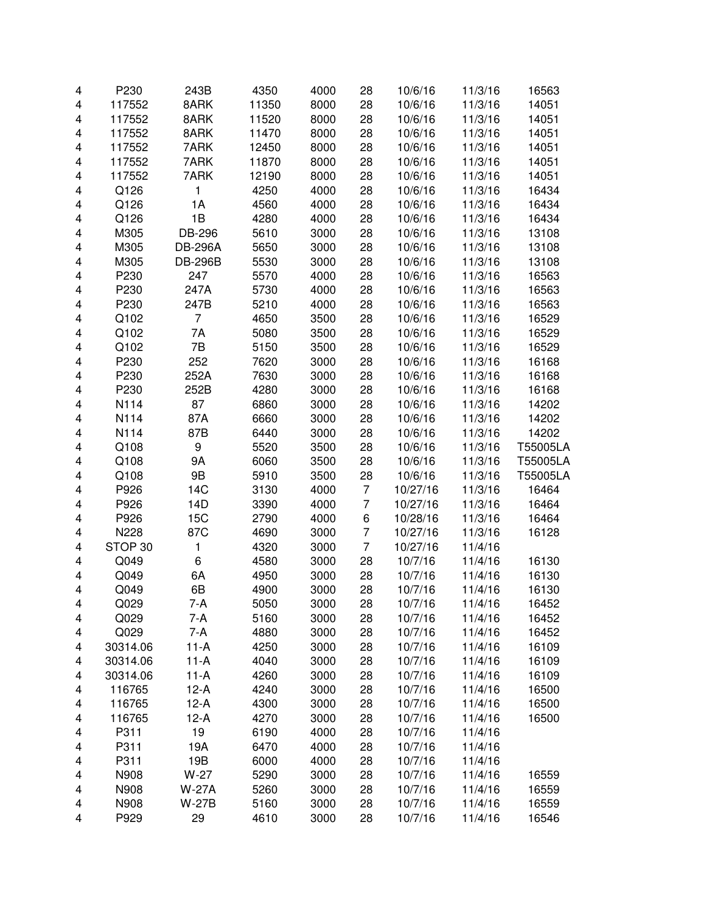| | | | | | | | | |
|---|---|---|---|---|---|---|---|---|
| 4 | P230 | 243B | 4350 | 4000 | 28 | 10/6/16 | 11/3/16 | 16563 |
| 4 | 117552 | 8ARK | 11350 | 8000 | 28 | 10/6/16 | 11/3/16 | 14051 |
| 4 | 117552 | 8ARK | 11520 | 8000 | 28 | 10/6/16 | 11/3/16 | 14051 |
| 4 | 117552 | 8ARK | 11470 | 8000 | 28 | 10/6/16 | 11/3/16 | 14051 |
| 4 | 117552 | 7ARK | 12450 | 8000 | 28 | 10/6/16 | 11/3/16 | 14051 |
| 4 | 117552 | 7ARK | 11870 | 8000 | 28 | 10/6/16 | 11/3/16 | 14051 |
| 4 | 117552 | 7ARK | 12190 | 8000 | 28 | 10/6/16 | 11/3/16 | 14051 |
| 4 | Q126 | 1 | 4250 | 4000 | 28 | 10/6/16 | 11/3/16 | 16434 |
| 4 | Q126 | 1A | 4560 | 4000 | 28 | 10/6/16 | 11/3/16 | 16434 |
| 4 | Q126 | 1B | 4280 | 4000 | 28 | 10/6/16 | 11/3/16 | 16434 |
| 4 | M305 | DB-296 | 5610 | 3000 | 28 | 10/6/16 | 11/3/16 | 13108 |
| 4 | M305 | DB-296A | 5650 | 3000 | 28 | 10/6/16 | 11/3/16 | 13108 |
| 4 | M305 | DB-296B | 5530 | 3000 | 28 | 10/6/16 | 11/3/16 | 13108 |
| 4 | P230 | 247 | 5570 | 4000 | 28 | 10/6/16 | 11/3/16 | 16563 |
| 4 | P230 | 247A | 5730 | 4000 | 28 | 10/6/16 | 11/3/16 | 16563 |
| 4 | P230 | 247B | 5210 | 4000 | 28 | 10/6/16 | 11/3/16 | 16563 |
| 4 | Q102 | 7 | 4650 | 3500 | 28 | 10/6/16 | 11/3/16 | 16529 |
| 4 | Q102 | 7A | 5080 | 3500 | 28 | 10/6/16 | 11/3/16 | 16529 |
| 4 | Q102 | 7B | 5150 | 3500 | 28 | 10/6/16 | 11/3/16 | 16529 |
| 4 | P230 | 252 | 7620 | 3000 | 28 | 10/6/16 | 11/3/16 | 16168 |
| 4 | P230 | 252A | 7630 | 3000 | 28 | 10/6/16 | 11/3/16 | 16168 |
| 4 | P230 | 252B | 4280 | 3000 | 28 | 10/6/16 | 11/3/16 | 16168 |
| 4 | N114 | 87 | 6860 | 3000 | 28 | 10/6/16 | 11/3/16 | 14202 |
| 4 | N114 | 87A | 6660 | 3000 | 28 | 10/6/16 | 11/3/16 | 14202 |
| 4 | N114 | 87B | 6440 | 3000 | 28 | 10/6/16 | 11/3/16 | 14202 |
| 4 | Q108 | 9 | 5520 | 3500 | 28 | 10/6/16 | 11/3/16 | T55005LA |
| 4 | Q108 | 9A | 6060 | 3500 | 28 | 10/6/16 | 11/3/16 | T55005LA |
| 4 | Q108 | 9B | 5910 | 3500 | 28 | 10/6/16 | 11/3/16 | T55005LA |
| 4 | P926 | 14C | 3130 | 4000 | 7 | 10/27/16 | 11/3/16 | 16464 |
| 4 | P926 | 14D | 3390 | 4000 | 7 | 10/27/16 | 11/3/16 | 16464 |
| 4 | P926 | 15C | 2790 | 4000 | 6 | 10/28/16 | 11/3/16 | 16464 |
| 4 | N228 | 87C | 4690 | 3000 | 7 | 10/27/16 | 11/3/16 | 16128 |
| 4 | STOP 30 | 1 | 4320 | 3000 | 7 | 10/27/16 | 11/4/16 | |
| 4 | Q049 | 6 | 4580 | 3000 | 28 | 10/7/16 | 11/4/16 | 16130 |
| 4 | Q049 | 6A | 4950 | 3000 | 28 | 10/7/16 | 11/4/16 | 16130 |
| 4 | Q049 | 6B | 4900 | 3000 | 28 | 10/7/16 | 11/4/16 | 16130 |
| 4 | Q029 | 7-A | 5050 | 3000 | 28 | 10/7/16 | 11/4/16 | 16452 |
| 4 | Q029 | 7-A | 5160 | 3000 | 28 | 10/7/16 | 11/4/16 | 16452 |
| 4 | Q029 | 7-A | 4880 | 3000 | 28 | 10/7/16 | 11/4/16 | 16452 |
| 4 | 30314.06 | 11-A | 4250 | 3000 | 28 | 10/7/16 | 11/4/16 | 16109 |
| 4 | 30314.06 | 11-A | 4040 | 3000 | 28 | 10/7/16 | 11/4/16 | 16109 |
| 4 | 30314.06 | 11-A | 4260 | 3000 | 28 | 10/7/16 | 11/4/16 | 16109 |
| 4 | 116765 | 12-A | 4240 | 3000 | 28 | 10/7/16 | 11/4/16 | 16500 |
| 4 | 116765 | 12-A | 4300 | 3000 | 28 | 10/7/16 | 11/4/16 | 16500 |
| 4 | 116765 | 12-A | 4270 | 3000 | 28 | 10/7/16 | 11/4/16 | 16500 |
| 4 | P311 | 19 | 6190 | 4000 | 28 | 10/7/16 | 11/4/16 | |
| 4 | P311 | 19A | 6470 | 4000 | 28 | 10/7/16 | 11/4/16 | |
| 4 | P311 | 19B | 6000 | 4000 | 28 | 10/7/16 | 11/4/16 | |
| 4 | N908 | W-27 | 5290 | 3000 | 28 | 10/7/16 | 11/4/16 | 16559 |
| 4 | N908 | W-27A | 5260 | 3000 | 28 | 10/7/16 | 11/4/16 | 16559 |
| 4 | N908 | W-27B | 5160 | 3000 | 28 | 10/7/16 | 11/4/16 | 16559 |
| 4 | P929 | 29 | 4610 | 3000 | 28 | 10/7/16 | 11/4/16 | 16546 |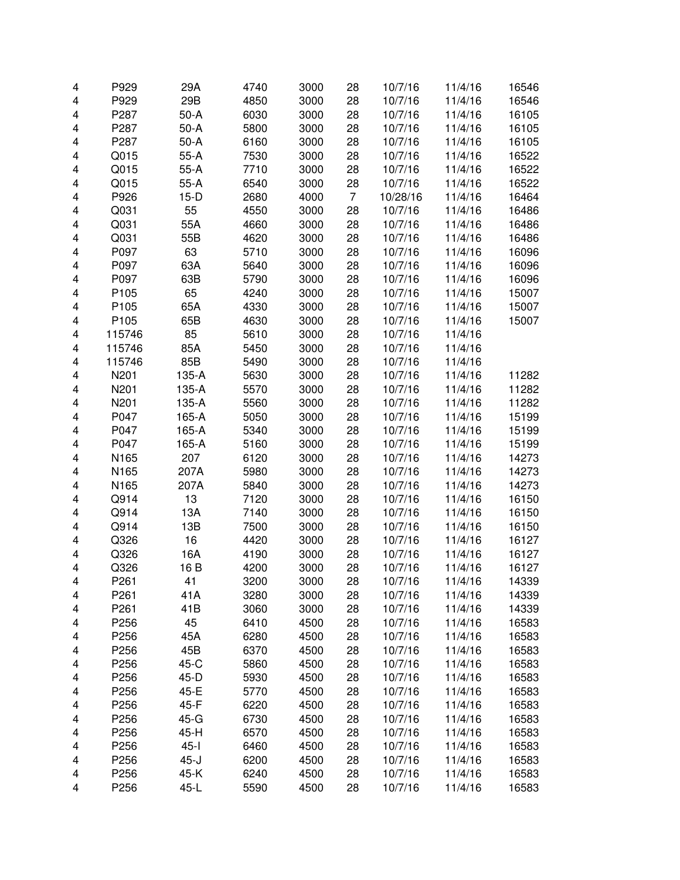| | | | | | | | | |
|---|---|---|---|---|---|---|---|---|
| 4 | P929 | 29A | 4740 | 3000 | 28 | 10/7/16 | 11/4/16 | 16546 |
| 4 | P929 | 29B | 4850 | 3000 | 28 | 10/7/16 | 11/4/16 | 16546 |
| 4 | P287 | 50-A | 6030 | 3000 | 28 | 10/7/16 | 11/4/16 | 16105 |
| 4 | P287 | 50-A | 5800 | 3000 | 28 | 10/7/16 | 11/4/16 | 16105 |
| 4 | P287 | 50-A | 6160 | 3000 | 28 | 10/7/16 | 11/4/16 | 16105 |
| 4 | Q015 | 55-A | 7530 | 3000 | 28 | 10/7/16 | 11/4/16 | 16522 |
| 4 | Q015 | 55-A | 7710 | 3000 | 28 | 10/7/16 | 11/4/16 | 16522 |
| 4 | Q015 | 55-A | 6540 | 3000 | 28 | 10/7/16 | 11/4/16 | 16522 |
| 4 | P926 | 15-D | 2680 | 4000 | 7 | 10/28/16 | 11/4/16 | 16464 |
| 4 | Q031 | 55 | 4550 | 3000 | 28 | 10/7/16 | 11/4/16 | 16486 |
| 4 | Q031 | 55A | 4660 | 3000 | 28 | 10/7/16 | 11/4/16 | 16486 |
| 4 | Q031 | 55B | 4620 | 3000 | 28 | 10/7/16 | 11/4/16 | 16486 |
| 4 | P097 | 63 | 5710 | 3000 | 28 | 10/7/16 | 11/4/16 | 16096 |
| 4 | P097 | 63A | 5640 | 3000 | 28 | 10/7/16 | 11/4/16 | 16096 |
| 4 | P097 | 63B | 5790 | 3000 | 28 | 10/7/16 | 11/4/16 | 16096 |
| 4 | P105 | 65 | 4240 | 3000 | 28 | 10/7/16 | 11/4/16 | 15007 |
| 4 | P105 | 65A | 4330 | 3000 | 28 | 10/7/16 | 11/4/16 | 15007 |
| 4 | P105 | 65B | 4630 | 3000 | 28 | 10/7/16 | 11/4/16 | 15007 |
| 4 | 115746 | 85 | 5610 | 3000 | 28 | 10/7/16 | 11/4/16 | |
| 4 | 115746 | 85A | 5450 | 3000 | 28 | 10/7/16 | 11/4/16 | |
| 4 | 115746 | 85B | 5490 | 3000 | 28 | 10/7/16 | 11/4/16 | |
| 4 | N201 | 135-A | 5630 | 3000 | 28 | 10/7/16 | 11/4/16 | 11282 |
| 4 | N201 | 135-A | 5570 | 3000 | 28 | 10/7/16 | 11/4/16 | 11282 |
| 4 | N201 | 135-A | 5560 | 3000 | 28 | 10/7/16 | 11/4/16 | 11282 |
| 4 | P047 | 165-A | 5050 | 3000 | 28 | 10/7/16 | 11/4/16 | 15199 |
| 4 | P047 | 165-A | 5340 | 3000 | 28 | 10/7/16 | 11/4/16 | 15199 |
| 4 | P047 | 165-A | 5160 | 3000 | 28 | 10/7/16 | 11/4/16 | 15199 |
| 4 | N165 | 207 | 6120 | 3000 | 28 | 10/7/16 | 11/4/16 | 14273 |
| 4 | N165 | 207A | 5980 | 3000 | 28 | 10/7/16 | 11/4/16 | 14273 |
| 4 | N165 | 207A | 5840 | 3000 | 28 | 10/7/16 | 11/4/16 | 14273 |
| 4 | Q914 | 13 | 7120 | 3000 | 28 | 10/7/16 | 11/4/16 | 16150 |
| 4 | Q914 | 13A | 7140 | 3000 | 28 | 10/7/16 | 11/4/16 | 16150 |
| 4 | Q914 | 13B | 7500 | 3000 | 28 | 10/7/16 | 11/4/16 | 16150 |
| 4 | Q326 | 16 | 4420 | 3000 | 28 | 10/7/16 | 11/4/16 | 16127 |
| 4 | Q326 | 16A | 4190 | 3000 | 28 | 10/7/16 | 11/4/16 | 16127 |
| 4 | Q326 | 16 B | 4200 | 3000 | 28 | 10/7/16 | 11/4/16 | 16127 |
| 4 | P261 | 41 | 3200 | 3000 | 28 | 10/7/16 | 11/4/16 | 14339 |
| 4 | P261 | 41A | 3280 | 3000 | 28 | 10/7/16 | 11/4/16 | 14339 |
| 4 | P261 | 41B | 3060 | 3000 | 28 | 10/7/16 | 11/4/16 | 14339 |
| 4 | P256 | 45 | 6410 | 4500 | 28 | 10/7/16 | 11/4/16 | 16583 |
| 4 | P256 | 45A | 6280 | 4500 | 28 | 10/7/16 | 11/4/16 | 16583 |
| 4 | P256 | 45B | 6370 | 4500 | 28 | 10/7/16 | 11/4/16 | 16583 |
| 4 | P256 | 45-C | 5860 | 4500 | 28 | 10/7/16 | 11/4/16 | 16583 |
| 4 | P256 | 45-D | 5930 | 4500 | 28 | 10/7/16 | 11/4/16 | 16583 |
| 4 | P256 | 45-E | 5770 | 4500 | 28 | 10/7/16 | 11/4/16 | 16583 |
| 4 | P256 | 45-F | 6220 | 4500 | 28 | 10/7/16 | 11/4/16 | 16583 |
| 4 | P256 | 45-G | 6730 | 4500 | 28 | 10/7/16 | 11/4/16 | 16583 |
| 4 | P256 | 45-H | 6570 | 4500 | 28 | 10/7/16 | 11/4/16 | 16583 |
| 4 | P256 | 45-I | 6460 | 4500 | 28 | 10/7/16 | 11/4/16 | 16583 |
| 4 | P256 | 45-J | 6200 | 4500 | 28 | 10/7/16 | 11/4/16 | 16583 |
| 4 | P256 | 45-K | 6240 | 4500 | 28 | 10/7/16 | 11/4/16 | 16583 |
| 4 | P256 | 45-L | 5590 | 4500 | 28 | 10/7/16 | 11/4/16 | 16583 |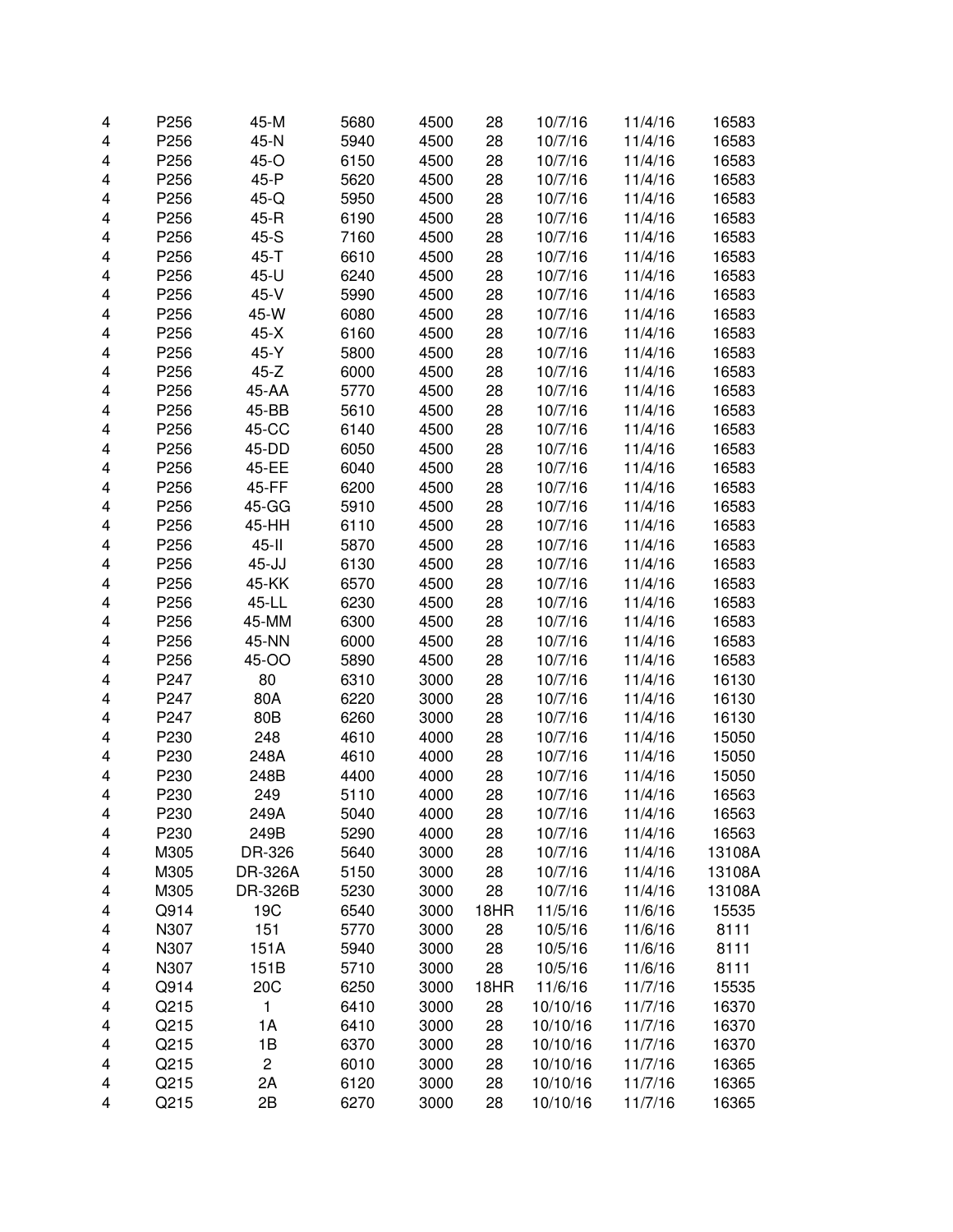| | | | | | | | | |
|---|---|---|---|---|---|---|---|---|
| 4 | P256 | 45-M | 5680 | 4500 | 28 | 10/7/16 | 11/4/16 | 16583 |
| 4 | P256 | 45-N | 5940 | 4500 | 28 | 10/7/16 | 11/4/16 | 16583 |
| 4 | P256 | 45-O | 6150 | 4500 | 28 | 10/7/16 | 11/4/16 | 16583 |
| 4 | P256 | 45-P | 5620 | 4500 | 28 | 10/7/16 | 11/4/16 | 16583 |
| 4 | P256 | 45-Q | 5950 | 4500 | 28 | 10/7/16 | 11/4/16 | 16583 |
| 4 | P256 | 45-R | 6190 | 4500 | 28 | 10/7/16 | 11/4/16 | 16583 |
| 4 | P256 | 45-S | 7160 | 4500 | 28 | 10/7/16 | 11/4/16 | 16583 |
| 4 | P256 | 45-T | 6610 | 4500 | 28 | 10/7/16 | 11/4/16 | 16583 |
| 4 | P256 | 45-U | 6240 | 4500 | 28 | 10/7/16 | 11/4/16 | 16583 |
| 4 | P256 | 45-V | 5990 | 4500 | 28 | 10/7/16 | 11/4/16 | 16583 |
| 4 | P256 | 45-W | 6080 | 4500 | 28 | 10/7/16 | 11/4/16 | 16583 |
| 4 | P256 | 45-X | 6160 | 4500 | 28 | 10/7/16 | 11/4/16 | 16583 |
| 4 | P256 | 45-Y | 5800 | 4500 | 28 | 10/7/16 | 11/4/16 | 16583 |
| 4 | P256 | 45-Z | 6000 | 4500 | 28 | 10/7/16 | 11/4/16 | 16583 |
| 4 | P256 | 45-AA | 5770 | 4500 | 28 | 10/7/16 | 11/4/16 | 16583 |
| 4 | P256 | 45-BB | 5610 | 4500 | 28 | 10/7/16 | 11/4/16 | 16583 |
| 4 | P256 | 45-CC | 6140 | 4500 | 28 | 10/7/16 | 11/4/16 | 16583 |
| 4 | P256 | 45-DD | 6050 | 4500 | 28 | 10/7/16 | 11/4/16 | 16583 |
| 4 | P256 | 45-EE | 6040 | 4500 | 28 | 10/7/16 | 11/4/16 | 16583 |
| 4 | P256 | 45-FF | 6200 | 4500 | 28 | 10/7/16 | 11/4/16 | 16583 |
| 4 | P256 | 45-GG | 5910 | 4500 | 28 | 10/7/16 | 11/4/16 | 16583 |
| 4 | P256 | 45-HH | 6110 | 4500 | 28 | 10/7/16 | 11/4/16 | 16583 |
| 4 | P256 | 45-II | 5870 | 4500 | 28 | 10/7/16 | 11/4/16 | 16583 |
| 4 | P256 | 45-JJ | 6130 | 4500 | 28 | 10/7/16 | 11/4/16 | 16583 |
| 4 | P256 | 45-KK | 6570 | 4500 | 28 | 10/7/16 | 11/4/16 | 16583 |
| 4 | P256 | 45-LL | 6230 | 4500 | 28 | 10/7/16 | 11/4/16 | 16583 |
| 4 | P256 | 45-MM | 6300 | 4500 | 28 | 10/7/16 | 11/4/16 | 16583 |
| 4 | P256 | 45-NN | 6000 | 4500 | 28 | 10/7/16 | 11/4/16 | 16583 |
| 4 | P256 | 45-OO | 5890 | 4500 | 28 | 10/7/16 | 11/4/16 | 16583 |
| 4 | P247 | 80 | 6310 | 3000 | 28 | 10/7/16 | 11/4/16 | 16130 |
| 4 | P247 | 80A | 6220 | 3000 | 28 | 10/7/16 | 11/4/16 | 16130 |
| 4 | P247 | 80B | 6260 | 3000 | 28 | 10/7/16 | 11/4/16 | 16130 |
| 4 | P230 | 248 | 4610 | 4000 | 28 | 10/7/16 | 11/4/16 | 15050 |
| 4 | P230 | 248A | 4610 | 4000 | 28 | 10/7/16 | 11/4/16 | 15050 |
| 4 | P230 | 248B | 4400 | 4000 | 28 | 10/7/16 | 11/4/16 | 15050 |
| 4 | P230 | 249 | 5110 | 4000 | 28 | 10/7/16 | 11/4/16 | 16563 |
| 4 | P230 | 249A | 5040 | 4000 | 28 | 10/7/16 | 11/4/16 | 16563 |
| 4 | P230 | 249B | 5290 | 4000 | 28 | 10/7/16 | 11/4/16 | 16563 |
| 4 | M305 | DR-326 | 5640 | 3000 | 28 | 10/7/16 | 11/4/16 | 13108A |
| 4 | M305 | DR-326A | 5150 | 3000 | 28 | 10/7/16 | 11/4/16 | 13108A |
| 4 | M305 | DR-326B | 5230 | 3000 | 28 | 10/7/16 | 11/4/16 | 13108A |
| 4 | Q914 | 19C | 6540 | 3000 | 18HR | 11/5/16 | 11/6/16 | 15535 |
| 4 | N307 | 151 | 5770 | 3000 | 28 | 10/5/16 | 11/6/16 | 8111 |
| 4 | N307 | 151A | 5940 | 3000 | 28 | 10/5/16 | 11/6/16 | 8111 |
| 4 | N307 | 151B | 5710 | 3000 | 28 | 10/5/16 | 11/6/16 | 8111 |
| 4 | Q914 | 20C | 6250 | 3000 | 18HR | 11/6/16 | 11/7/16 | 15535 |
| 4 | Q215 | 1 | 6410 | 3000 | 28 | 10/10/16 | 11/7/16 | 16370 |
| 4 | Q215 | 1A | 6410 | 3000 | 28 | 10/10/16 | 11/7/16 | 16370 |
| 4 | Q215 | 1B | 6370 | 3000 | 28 | 10/10/16 | 11/7/16 | 16370 |
| 4 | Q215 | 2 | 6010 | 3000 | 28 | 10/10/16 | 11/7/16 | 16365 |
| 4 | Q215 | 2A | 6120 | 3000 | 28 | 10/10/16 | 11/7/16 | 16365 |
| 4 | Q215 | 2B | 6270 | 3000 | 28 | 10/10/16 | 11/7/16 | 16365 |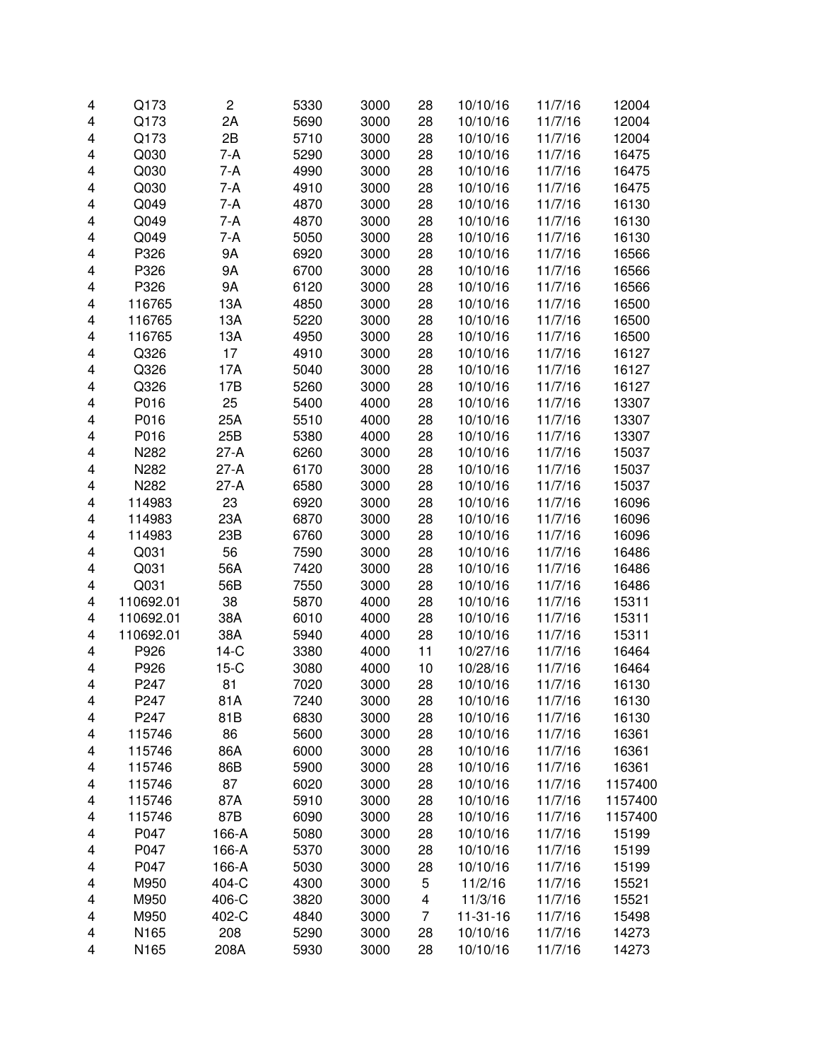| | | | | | | | | |
|---|---|---|---|---|---|---|---|---|
| 4 | Q173 | 2 | 5330 | 3000 | 28 | 10/10/16 | 11/7/16 | 12004 |
| 4 | Q173 | 2A | 5690 | 3000 | 28 | 10/10/16 | 11/7/16 | 12004 |
| 4 | Q173 | 2B | 5710 | 3000 | 28 | 10/10/16 | 11/7/16 | 12004 |
| 4 | Q030 | 7-A | 5290 | 3000 | 28 | 10/10/16 | 11/7/16 | 16475 |
| 4 | Q030 | 7-A | 4990 | 3000 | 28 | 10/10/16 | 11/7/16 | 16475 |
| 4 | Q030 | 7-A | 4910 | 3000 | 28 | 10/10/16 | 11/7/16 | 16475 |
| 4 | Q049 | 7-A | 4870 | 3000 | 28 | 10/10/16 | 11/7/16 | 16130 |
| 4 | Q049 | 7-A | 4870 | 3000 | 28 | 10/10/16 | 11/7/16 | 16130 |
| 4 | Q049 | 7-A | 5050 | 3000 | 28 | 10/10/16 | 11/7/16 | 16130 |
| 4 | P326 | 9A | 6920 | 3000 | 28 | 10/10/16 | 11/7/16 | 16566 |
| 4 | P326 | 9A | 6700 | 3000 | 28 | 10/10/16 | 11/7/16 | 16566 |
| 4 | P326 | 9A | 6120 | 3000 | 28 | 10/10/16 | 11/7/16 | 16566 |
| 4 | 116765 | 13A | 4850 | 3000 | 28 | 10/10/16 | 11/7/16 | 16500 |
| 4 | 116765 | 13A | 5220 | 3000 | 28 | 10/10/16 | 11/7/16 | 16500 |
| 4 | 116765 | 13A | 4950 | 3000 | 28 | 10/10/16 | 11/7/16 | 16500 |
| 4 | Q326 | 17 | 4910 | 3000 | 28 | 10/10/16 | 11/7/16 | 16127 |
| 4 | Q326 | 17A | 5040 | 3000 | 28 | 10/10/16 | 11/7/16 | 16127 |
| 4 | Q326 | 17B | 5260 | 3000 | 28 | 10/10/16 | 11/7/16 | 16127 |
| 4 | P016 | 25 | 5400 | 4000 | 28 | 10/10/16 | 11/7/16 | 13307 |
| 4 | P016 | 25A | 5510 | 4000 | 28 | 10/10/16 | 11/7/16 | 13307 |
| 4 | P016 | 25B | 5380 | 4000 | 28 | 10/10/16 | 11/7/16 | 13307 |
| 4 | N282 | 27-A | 6260 | 3000 | 28 | 10/10/16 | 11/7/16 | 15037 |
| 4 | N282 | 27-A | 6170 | 3000 | 28 | 10/10/16 | 11/7/16 | 15037 |
| 4 | N282 | 27-A | 6580 | 3000 | 28 | 10/10/16 | 11/7/16 | 15037 |
| 4 | 114983 | 23 | 6920 | 3000 | 28 | 10/10/16 | 11/7/16 | 16096 |
| 4 | 114983 | 23A | 6870 | 3000 | 28 | 10/10/16 | 11/7/16 | 16096 |
| 4 | 114983 | 23B | 6760 | 3000 | 28 | 10/10/16 | 11/7/16 | 16096 |
| 4 | Q031 | 56 | 7590 | 3000 | 28 | 10/10/16 | 11/7/16 | 16486 |
| 4 | Q031 | 56A | 7420 | 3000 | 28 | 10/10/16 | 11/7/16 | 16486 |
| 4 | Q031 | 56B | 7550 | 3000 | 28 | 10/10/16 | 11/7/16 | 16486 |
| 4 | 110692.01 | 38 | 5870 | 4000 | 28 | 10/10/16 | 11/7/16 | 15311 |
| 4 | 110692.01 | 38A | 6010 | 4000 | 28 | 10/10/16 | 11/7/16 | 15311 |
| 4 | 110692.01 | 38A | 5940 | 4000 | 28 | 10/10/16 | 11/7/16 | 15311 |
| 4 | P926 | 14-C | 3380 | 4000 | 11 | 10/27/16 | 11/7/16 | 16464 |
| 4 | P926 | 15-C | 3080 | 4000 | 10 | 10/28/16 | 11/7/16 | 16464 |
| 4 | P247 | 81 | 7020 | 3000 | 28 | 10/10/16 | 11/7/16 | 16130 |
| 4 | P247 | 81A | 7240 | 3000 | 28 | 10/10/16 | 11/7/16 | 16130 |
| 4 | P247 | 81B | 6830 | 3000 | 28 | 10/10/16 | 11/7/16 | 16130 |
| 4 | 115746 | 86 | 5600 | 3000 | 28 | 10/10/16 | 11/7/16 | 16361 |
| 4 | 115746 | 86A | 6000 | 3000 | 28 | 10/10/16 | 11/7/16 | 16361 |
| 4 | 115746 | 86B | 5900 | 3000 | 28 | 10/10/16 | 11/7/16 | 16361 |
| 4 | 115746 | 87 | 6020 | 3000 | 28 | 10/10/16 | 11/7/16 | 1157400 |
| 4 | 115746 | 87A | 5910 | 3000 | 28 | 10/10/16 | 11/7/16 | 1157400 |
| 4 | 115746 | 87B | 6090 | 3000 | 28 | 10/10/16 | 11/7/16 | 1157400 |
| 4 | P047 | 166-A | 5080 | 3000 | 28 | 10/10/16 | 11/7/16 | 15199 |
| 4 | P047 | 166-A | 5370 | 3000 | 28 | 10/10/16 | 11/7/16 | 15199 |
| 4 | P047 | 166-A | 5030 | 3000 | 28 | 10/10/16 | 11/7/16 | 15199 |
| 4 | M950 | 404-C | 4300 | 3000 | 5 | 11/2/16 | 11/7/16 | 15521 |
| 4 | M950 | 406-C | 3820 | 3000 | 4 | 11/3/16 | 11/7/16 | 15521 |
| 4 | M950 | 402-C | 4840 | 3000 | 7 | 11-31-16 | 11/7/16 | 15498 |
| 4 | N165 | 208 | 5290 | 3000 | 28 | 10/10/16 | 11/7/16 | 14273 |
| 4 | N165 | 208A | 5930 | 3000 | 28 | 10/10/16 | 11/7/16 | 14273 |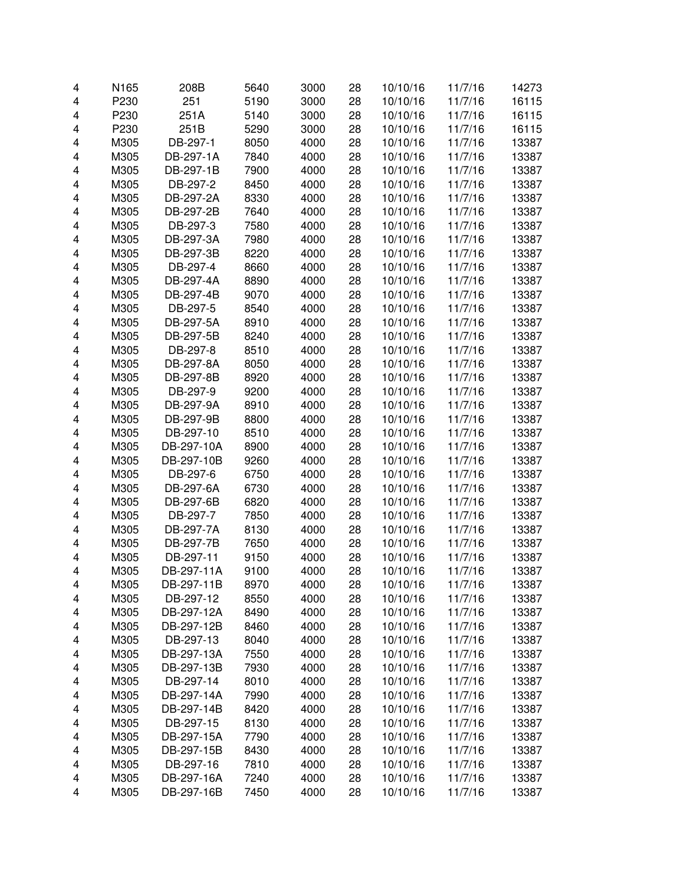| | | | | | | | | |
|---|---|---|---|---|---|---|---|---|
| 4 | N165 | 208B | 5640 | 3000 | 28 | 10/10/16 | 11/7/16 | 14273 |
| 4 | P230 | 251 | 5190 | 3000 | 28 | 10/10/16 | 11/7/16 | 16115 |
| 4 | P230 | 251A | 5140 | 3000 | 28 | 10/10/16 | 11/7/16 | 16115 |
| 4 | P230 | 251B | 5290 | 3000 | 28 | 10/10/16 | 11/7/16 | 16115 |
| 4 | M305 | DB-297-1 | 8050 | 4000 | 28 | 10/10/16 | 11/7/16 | 13387 |
| 4 | M305 | DB-297-1A | 7840 | 4000 | 28 | 10/10/16 | 11/7/16 | 13387 |
| 4 | M305 | DB-297-1B | 7900 | 4000 | 28 | 10/10/16 | 11/7/16 | 13387 |
| 4 | M305 | DB-297-2 | 8450 | 4000 | 28 | 10/10/16 | 11/7/16 | 13387 |
| 4 | M305 | DB-297-2A | 8330 | 4000 | 28 | 10/10/16 | 11/7/16 | 13387 |
| 4 | M305 | DB-297-2B | 7640 | 4000 | 28 | 10/10/16 | 11/7/16 | 13387 |
| 4 | M305 | DB-297-3 | 7580 | 4000 | 28 | 10/10/16 | 11/7/16 | 13387 |
| 4 | M305 | DB-297-3A | 7980 | 4000 | 28 | 10/10/16 | 11/7/16 | 13387 |
| 4 | M305 | DB-297-3B | 8220 | 4000 | 28 | 10/10/16 | 11/7/16 | 13387 |
| 4 | M305 | DB-297-4 | 8660 | 4000 | 28 | 10/10/16 | 11/7/16 | 13387 |
| 4 | M305 | DB-297-4A | 8890 | 4000 | 28 | 10/10/16 | 11/7/16 | 13387 |
| 4 | M305 | DB-297-4B | 9070 | 4000 | 28 | 10/10/16 | 11/7/16 | 13387 |
| 4 | M305 | DB-297-5 | 8540 | 4000 | 28 | 10/10/16 | 11/7/16 | 13387 |
| 4 | M305 | DB-297-5A | 8910 | 4000 | 28 | 10/10/16 | 11/7/16 | 13387 |
| 4 | M305 | DB-297-5B | 8240 | 4000 | 28 | 10/10/16 | 11/7/16 | 13387 |
| 4 | M305 | DB-297-8 | 8510 | 4000 | 28 | 10/10/16 | 11/7/16 | 13387 |
| 4 | M305 | DB-297-8A | 8050 | 4000 | 28 | 10/10/16 | 11/7/16 | 13387 |
| 4 | M305 | DB-297-8B | 8920 | 4000 | 28 | 10/10/16 | 11/7/16 | 13387 |
| 4 | M305 | DB-297-9 | 9200 | 4000 | 28 | 10/10/16 | 11/7/16 | 13387 |
| 4 | M305 | DB-297-9A | 8910 | 4000 | 28 | 10/10/16 | 11/7/16 | 13387 |
| 4 | M305 | DB-297-9B | 8800 | 4000 | 28 | 10/10/16 | 11/7/16 | 13387 |
| 4 | M305 | DB-297-10 | 8510 | 4000 | 28 | 10/10/16 | 11/7/16 | 13387 |
| 4 | M305 | DB-297-10A | 8900 | 4000 | 28 | 10/10/16 | 11/7/16 | 13387 |
| 4 | M305 | DB-297-10B | 9260 | 4000 | 28 | 10/10/16 | 11/7/16 | 13387 |
| 4 | M305 | DB-297-6 | 6750 | 4000 | 28 | 10/10/16 | 11/7/16 | 13387 |
| 4 | M305 | DB-297-6A | 6730 | 4000 | 28 | 10/10/16 | 11/7/16 | 13387 |
| 4 | M305 | DB-297-6B | 6820 | 4000 | 28 | 10/10/16 | 11/7/16 | 13387 |
| 4 | M305 | DB-297-7 | 7850 | 4000 | 28 | 10/10/16 | 11/7/16 | 13387 |
| 4 | M305 | DB-297-7A | 8130 | 4000 | 28 | 10/10/16 | 11/7/16 | 13387 |
| 4 | M305 | DB-297-7B | 7650 | 4000 | 28 | 10/10/16 | 11/7/16 | 13387 |
| 4 | M305 | DB-297-11 | 9150 | 4000 | 28 | 10/10/16 | 11/7/16 | 13387 |
| 4 | M305 | DB-297-11A | 9100 | 4000 | 28 | 10/10/16 | 11/7/16 | 13387 |
| 4 | M305 | DB-297-11B | 8970 | 4000 | 28 | 10/10/16 | 11/7/16 | 13387 |
| 4 | M305 | DB-297-12 | 8550 | 4000 | 28 | 10/10/16 | 11/7/16 | 13387 |
| 4 | M305 | DB-297-12A | 8490 | 4000 | 28 | 10/10/16 | 11/7/16 | 13387 |
| 4 | M305 | DB-297-12B | 8460 | 4000 | 28 | 10/10/16 | 11/7/16 | 13387 |
| 4 | M305 | DB-297-13 | 8040 | 4000 | 28 | 10/10/16 | 11/7/16 | 13387 |
| 4 | M305 | DB-297-13A | 7550 | 4000 | 28 | 10/10/16 | 11/7/16 | 13387 |
| 4 | M305 | DB-297-13B | 7930 | 4000 | 28 | 10/10/16 | 11/7/16 | 13387 |
| 4 | M305 | DB-297-14 | 8010 | 4000 | 28 | 10/10/16 | 11/7/16 | 13387 |
| 4 | M305 | DB-297-14A | 7990 | 4000 | 28 | 10/10/16 | 11/7/16 | 13387 |
| 4 | M305 | DB-297-14B | 8420 | 4000 | 28 | 10/10/16 | 11/7/16 | 13387 |
| 4 | M305 | DB-297-15 | 8130 | 4000 | 28 | 10/10/16 | 11/7/16 | 13387 |
| 4 | M305 | DB-297-15A | 7790 | 4000 | 28 | 10/10/16 | 11/7/16 | 13387 |
| 4 | M305 | DB-297-15B | 8430 | 4000 | 28 | 10/10/16 | 11/7/16 | 13387 |
| 4 | M305 | DB-297-16 | 7810 | 4000 | 28 | 10/10/16 | 11/7/16 | 13387 |
| 4 | M305 | DB-297-16A | 7240 | 4000 | 28 | 10/10/16 | 11/7/16 | 13387 |
| 4 | M305 | DB-297-16B | 7450 | 4000 | 28 | 10/10/16 | 11/7/16 | 13387 |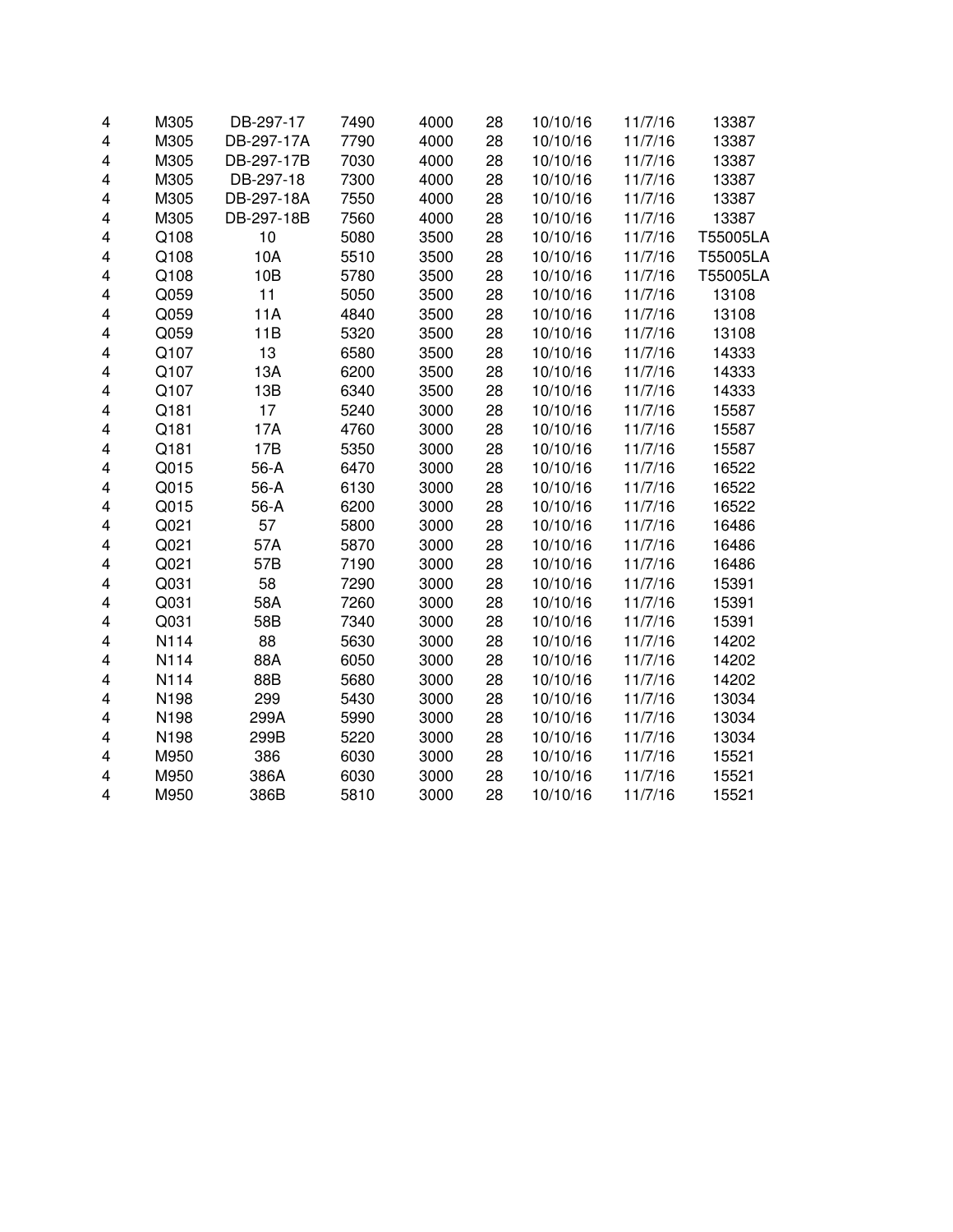| | | | | | | | | |
|---|---|---|---|---|---|---|---|---|
| 4 | M305 | DB-297-17 | 7490 | 4000 | 28 | 10/10/16 | 11/7/16 | 13387 |
| 4 | M305 | DB-297-17A | 7790 | 4000 | 28 | 10/10/16 | 11/7/16 | 13387 |
| 4 | M305 | DB-297-17B | 7030 | 4000 | 28 | 10/10/16 | 11/7/16 | 13387 |
| 4 | M305 | DB-297-18 | 7300 | 4000 | 28 | 10/10/16 | 11/7/16 | 13387 |
| 4 | M305 | DB-297-18A | 7550 | 4000 | 28 | 10/10/16 | 11/7/16 | 13387 |
| 4 | M305 | DB-297-18B | 7560 | 4000 | 28 | 10/10/16 | 11/7/16 | 13387 |
| 4 | Q108 | 10 | 5080 | 3500 | 28 | 10/10/16 | 11/7/16 | T55005LA |
| 4 | Q108 | 10A | 5510 | 3500 | 28 | 10/10/16 | 11/7/16 | T55005LA |
| 4 | Q108 | 10B | 5780 | 3500 | 28 | 10/10/16 | 11/7/16 | T55005LA |
| 4 | Q059 | 11 | 5050 | 3500 | 28 | 10/10/16 | 11/7/16 | 13108 |
| 4 | Q059 | 11A | 4840 | 3500 | 28 | 10/10/16 | 11/7/16 | 13108 |
| 4 | Q059 | 11B | 5320 | 3500 | 28 | 10/10/16 | 11/7/16 | 13108 |
| 4 | Q107 | 13 | 6580 | 3500 | 28 | 10/10/16 | 11/7/16 | 14333 |
| 4 | Q107 | 13A | 6200 | 3500 | 28 | 10/10/16 | 11/7/16 | 14333 |
| 4 | Q107 | 13B | 6340 | 3500 | 28 | 10/10/16 | 11/7/16 | 14333 |
| 4 | Q181 | 17 | 5240 | 3000 | 28 | 10/10/16 | 11/7/16 | 15587 |
| 4 | Q181 | 17A | 4760 | 3000 | 28 | 10/10/16 | 11/7/16 | 15587 |
| 4 | Q181 | 17B | 5350 | 3000 | 28 | 10/10/16 | 11/7/16 | 15587 |
| 4 | Q015 | 56-A | 6470 | 3000 | 28 | 10/10/16 | 11/7/16 | 16522 |
| 4 | Q015 | 56-A | 6130 | 3000 | 28 | 10/10/16 | 11/7/16 | 16522 |
| 4 | Q015 | 56-A | 6200 | 3000 | 28 | 10/10/16 | 11/7/16 | 16522 |
| 4 | Q021 | 57 | 5800 | 3000 | 28 | 10/10/16 | 11/7/16 | 16486 |
| 4 | Q021 | 57A | 5870 | 3000 | 28 | 10/10/16 | 11/7/16 | 16486 |
| 4 | Q021 | 57B | 7190 | 3000 | 28 | 10/10/16 | 11/7/16 | 16486 |
| 4 | Q031 | 58 | 7290 | 3000 | 28 | 10/10/16 | 11/7/16 | 15391 |
| 4 | Q031 | 58A | 7260 | 3000 | 28 | 10/10/16 | 11/7/16 | 15391 |
| 4 | Q031 | 58B | 7340 | 3000 | 28 | 10/10/16 | 11/7/16 | 15391 |
| 4 | N114 | 88 | 5630 | 3000 | 28 | 10/10/16 | 11/7/16 | 14202 |
| 4 | N114 | 88A | 6050 | 3000 | 28 | 10/10/16 | 11/7/16 | 14202 |
| 4 | N114 | 88B | 5680 | 3000 | 28 | 10/10/16 | 11/7/16 | 14202 |
| 4 | N198 | 299 | 5430 | 3000 | 28 | 10/10/16 | 11/7/16 | 13034 |
| 4 | N198 | 299A | 5990 | 3000 | 28 | 10/10/16 | 11/7/16 | 13034 |
| 4 | N198 | 299B | 5220 | 3000 | 28 | 10/10/16 | 11/7/16 | 13034 |
| 4 | M950 | 386 | 6030 | 3000 | 28 | 10/10/16 | 11/7/16 | 15521 |
| 4 | M950 | 386A | 6030 | 3000 | 28 | 10/10/16 | 11/7/16 | 15521 |
| 4 | M950 | 386B | 5810 | 3000 | 28 | 10/10/16 | 11/7/16 | 15521 |